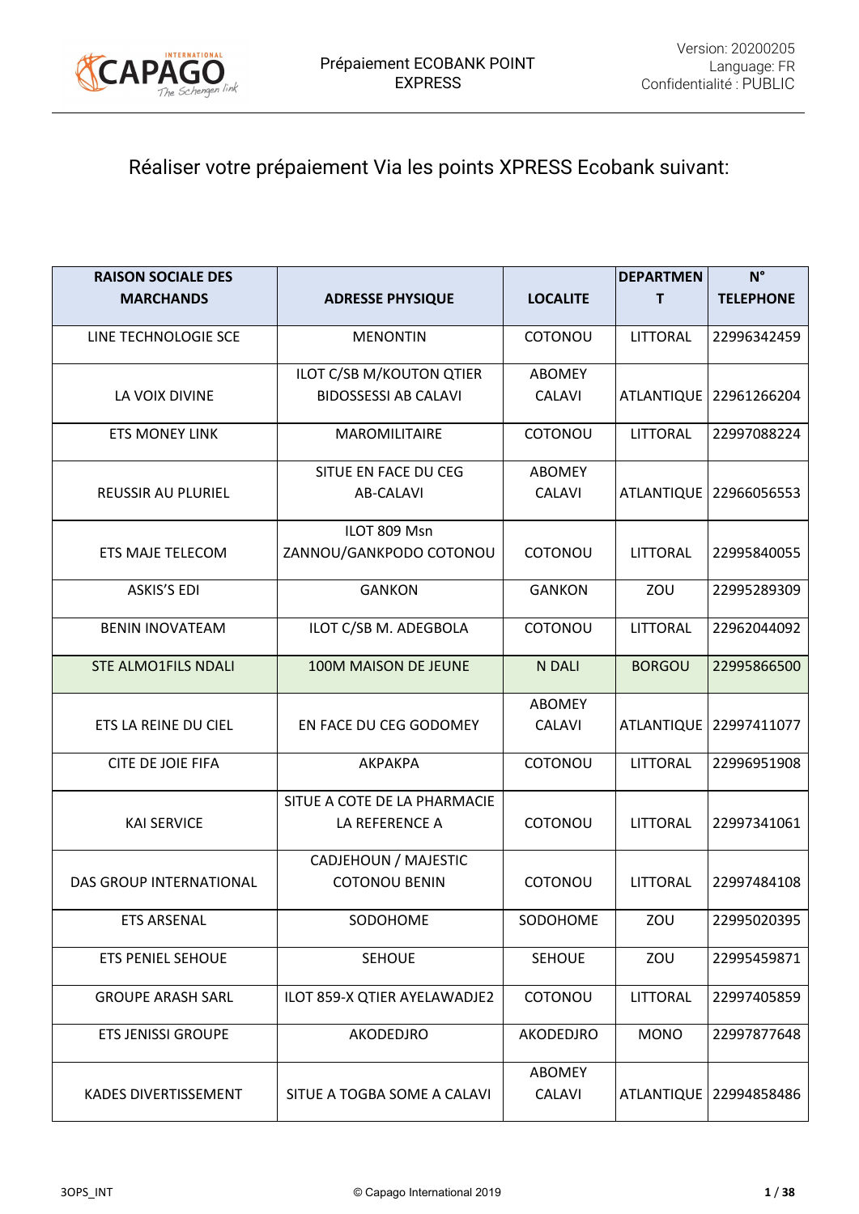# Réaliser votre prépaiement Via les points XPRESS Ecobank suivant:

| RAISON SOCIALE DES MARCHANDS | ADRESSE PHYSIQUE | LOCALITE | DEPARTMENT | N° TELEPHONE |
|---|---|---|---|---|
| LINE TECHNOLOGIE SCE | MENONTIN | COTONOU | LITTORAL | 22996342459 |
| LA VOIX DIVINE | ILOT C/SB M/KOUTON QTIER BIDOSSESSI AB CALAVI | ABOMEY CALAVI | ATLANTIQUE | 22961266204 |
| ETS MONEY LINK | MAROMILITAIRE | COTONOU | LITTORAL | 22997088224 |
| REUSSIR AU PLURIEL | SITUE EN FACE DU CEG AB-CALAVI | ABOMEY CALAVI | ATLANTIQUE | 22966056553 |
| ETS MAJE TELECOM | ILOT 809 Msn ZANNOU/GANKPODO COTONOU | COTONOU | LITTORAL | 22995840055 |
| ASKIS'S EDI | GANKON | GANKON | ZOU | 22995289309 |
| BENIN INOVATEAM | ILOT C/SB M. ADEGBOLA | COTONOU | LITTORAL | 22962044092 |
| STE ALMO1FILS NDALI | 100M MAISON DE JEUNE | N DALI | BORGOU | 22995866500 |
| ETS LA REINE DU CIEL | EN FACE DU CEG GODOMEY | ABOMEY CALAVI | ATLANTIQUE | 22997411077 |
| CITE DE JOIE FIFA | AKPAKPA | COTONOU | LITTORAL | 22996951908 |
| KAI SERVICE | SITUE A COTE DE LA PHARMACIE LA REFERENCE A | COTONOU | LITTORAL | 22997341061 |
| DAS GROUP INTERNATIONAL | CADJEHOUN / MAJESTIC COTONOU BENIN | COTONOU | LITTORAL | 22997484108 |
| ETS ARSENAL | SODOHOME | SODOHOME | ZOU | 22995020395 |
| ETS PENIEL SEHOUE | SEHOUE | SEHOUE | ZOU | 22995459871 |
| GROUPE ARASH SARL | ILOT 859-X QTIER AYELAWADJE2 | COTONOU | LITTORAL | 22997405859 |
| ETS JENISSI GROUPE | AKODEDJRO | AKODEDJRO | MONO | 22997877648 |
| KADES DIVERTISSEMENT | SITUE A TOGBA SOME A CALAVI | ABOMEY CALAVI | ATLANTIQUE | 22994858486 |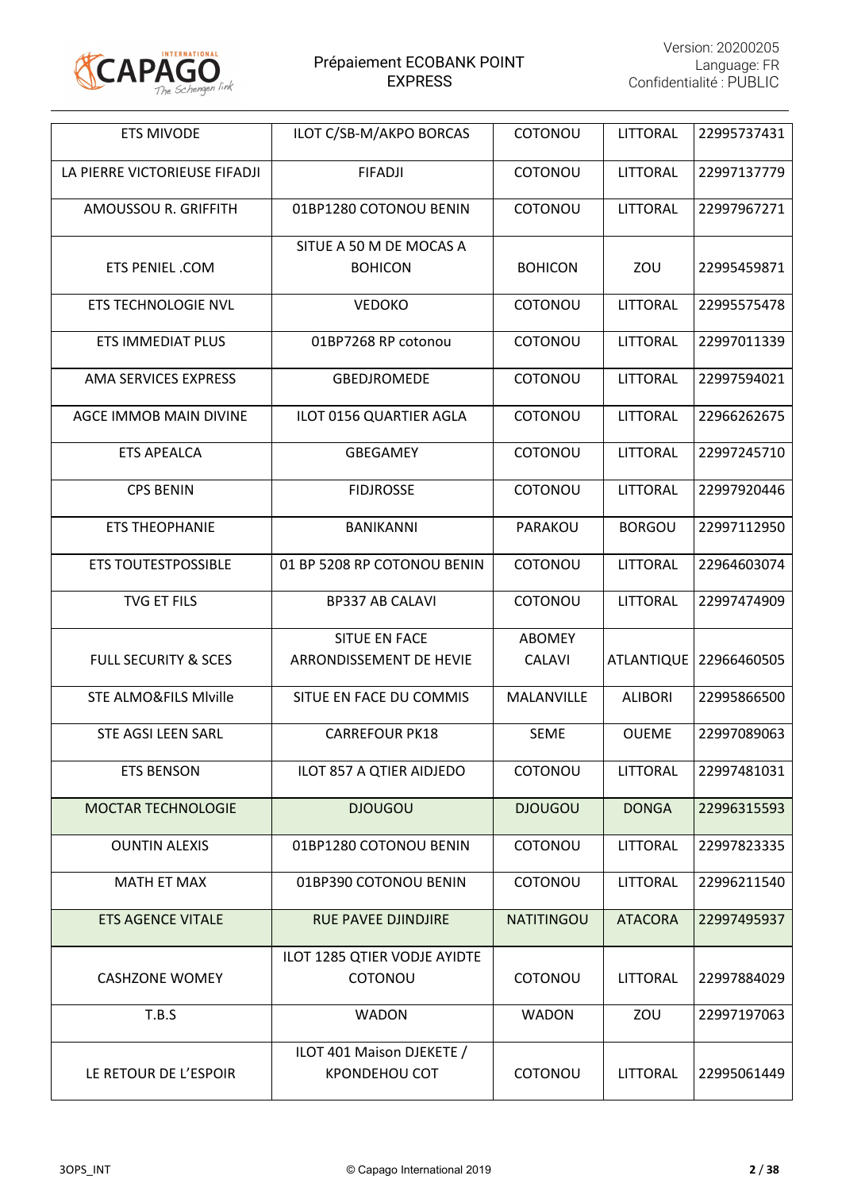| ETS MIVODE | ILOT C/SB-M/AKPO BORCAS | COTONOU | LITTORAL | 22995737431 |
|---|---|---|---|---|
| LA PIERRE VICTORIEUSE FIFADJI | FIFADJI | COTONOU | LITTORAL | 22997137779 |
| AMOUSSOU R. GRIFFITH | 01BP1280 COTONOU BENIN | COTONOU | LITTORAL | 22997967271 |
| ETS PENIEL .COM | SITUE A 50 M DE MOCAS A BOHICON | BOHICON | ZOU | 22995459871 |
| ETS TECHNOLOGIE NVL | VEDOKO | COTONOU | LITTORAL | 22995575478 |
| ETS IMMEDIAT PLUS | 01BP7268 RP cotonou | COTONOU | LITTORAL | 22997011339 |
| AMA SERVICES EXPRESS | GBEDJROMEDE | COTONOU | LITTORAL | 22997594021 |
| AGCE IMMOB MAIN DIVINE | ILOT 0156 QUARTIER AGLA | COTONOU | LITTORAL | 22966262675 |
| ETS APEALCA | GBEGAMEY | COTONOU | LITTORAL | 22997245710 |
| CPS BENIN | FIDJROSSE | COTONOU | LITTORAL | 22997920446 |
| ETS THEOPHANIE | BANIKANNI | PARAKOU | BORGOU | 22997112950 |
| ETS TOUTESTPOSSIBLE | 01 BP 5208 RP COTONOU BENIN | COTONOU | LITTORAL | 22964603074 |
| TVG ET FILS | BP337 AB CALAVI | COTONOU | LITTORAL | 22997474909 |
| FULL SECURITY & SCES | SITUE EN FACE ARRONDISSEMENT DE HEVIE | ABOMEY CALAVI | ATLANTIQUE | 22966460505 |
| STE ALMO&FILS Mlville | SITUE EN FACE DU COMMIS | MALANVILLE | ALIBORI | 22995866500 |
| STE AGSI LEEN SARL | CARREFOUR PK18 | SEME | OUEME | 22997089063 |
| ETS BENSON | ILOT 857 A QTIER AIDJEDO | COTONOU | LITTORAL | 22997481031 |
| MOCTAR TECHNOLOGIE | DJOUGOU | DJOUGOU | DONGA | 22996315593 |
| OUNTIN ALEXIS | 01BP1280 COTONOU BENIN | COTONOU | LITTORAL | 22997823335 |
| MATH ET MAX | 01BP390 COTONOU BENIN | COTONOU | LITTORAL | 22996211540 |
| ETS AGENCE VITALE | RUE PAVEE DJINDJIRE | NATITINGOU | ATACORA | 22997495937 |
| CASHZONE WOMEY | ILOT 1285 QTIER VODJE AYIDTE COTONOU | COTONOU | LITTORAL | 22997884029 |
| T.B.S | WADON | WADON | ZOU | 22997197063 |
| LE RETOUR DE L'ESPOIR | ILOT 401 Maison DJEKETE / KPONDEHOU COT | COTONOU | LITTORAL | 22995061449 |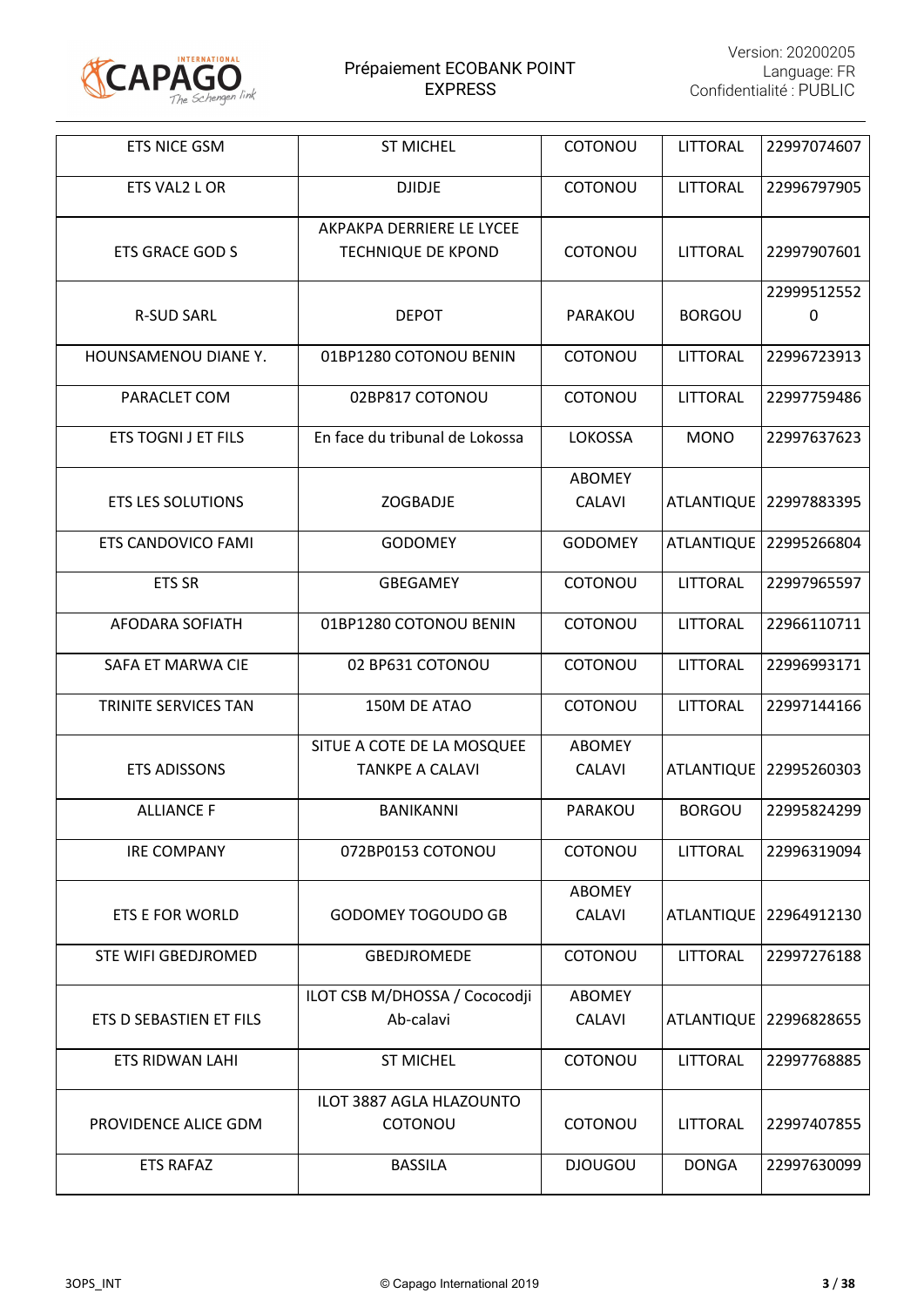| ETS NICE GSM | ST MICHEL | COTONOU | LITTORAL | 22997074607 |
|---|---|---|---|---|
| ETS VAL2 L OR | DJIDJE | COTONOU | LITTORAL | 22996797905 |
| ETS GRACE GOD S | AKPAKPA DERRIERE LE LYCEE TECHNIQUE DE KPOND | COTONOU | LITTORAL | 22997907601 |
| R-SUD SARL | DEPOT | PARAKOU | BORGOU | 22999512552 0 |
| HOUNSAMENOU DIANE Y. | 01BP1280 COTONOU BENIN | COTONOU | LITTORAL | 22996723913 |
| PARACLET COM | 02BP817 COTONOU | COTONOU | LITTORAL | 22997759486 |
| ETS TOGNI J ET FILS | En face du tribunal de Lokossa | LOKOSSA | MONO | 22997637623 |
| ETS LES SOLUTIONS | ZOGBADJE | ABOMEY CALAVI | ATLANTIQUE | 22997883395 |
| ETS CANDOVICO FAMI | GODOMEY | GODOMEY | ATLANTIQUE | 22995266804 |
| ETS SR | GBEGAMEY | COTONOU | LITTORAL | 22997965597 |
| AFODARA SOFIATH | 01BP1280 COTONOU BENIN | COTONOU | LITTORAL | 22966110711 |
| SAFA ET MARWA CIE | 02 BP631 COTONOU | COTONOU | LITTORAL | 22996993171 |
| TRINITE SERVICES TAN | 150M DE ATAO | COTONOU | LITTORAL | 22997144166 |
| ETS ADISSONS | SITUE A COTE DE LA MOSQUEE TANKPE A CALAVI | ABOMEY CALAVI | ATLANTIQUE | 22995260303 |
| ALLIANCE F | BANIKANNI | PARAKOU | BORGOU | 22995824299 |
| IRE COMPANY | 072BP0153 COTONOU | COTONOU | LITTORAL | 22996319094 |
| ETS E FOR WORLD | GODOMEY TOGOUDO GB | ABOMEY CALAVI | ATLANTIQUE | 22964912130 |
| STE WIFI GBEDJROMED | GBEDJROMEDE | COTONOU | LITTORAL | 22997276188 |
| ETS D SEBASTIEN ET FILS | ILOT CSB M/DHOSSA / Cococodji Ab-calavi | ABOMEY CALAVI | ATLANTIQUE | 22996828655 |
| ETS RIDWAN LAHI | ST MICHEL | COTONOU | LITTORAL | 22997768885 |
| PROVIDENCE ALICE GDM | ILOT 3887 AGLA HLAZOUNTO COTONOU | COTONOU | LITTORAL | 22997407855 |
| ETS RAFAZ | BASSILA | DJOUGOU | DONGA | 22997630099 |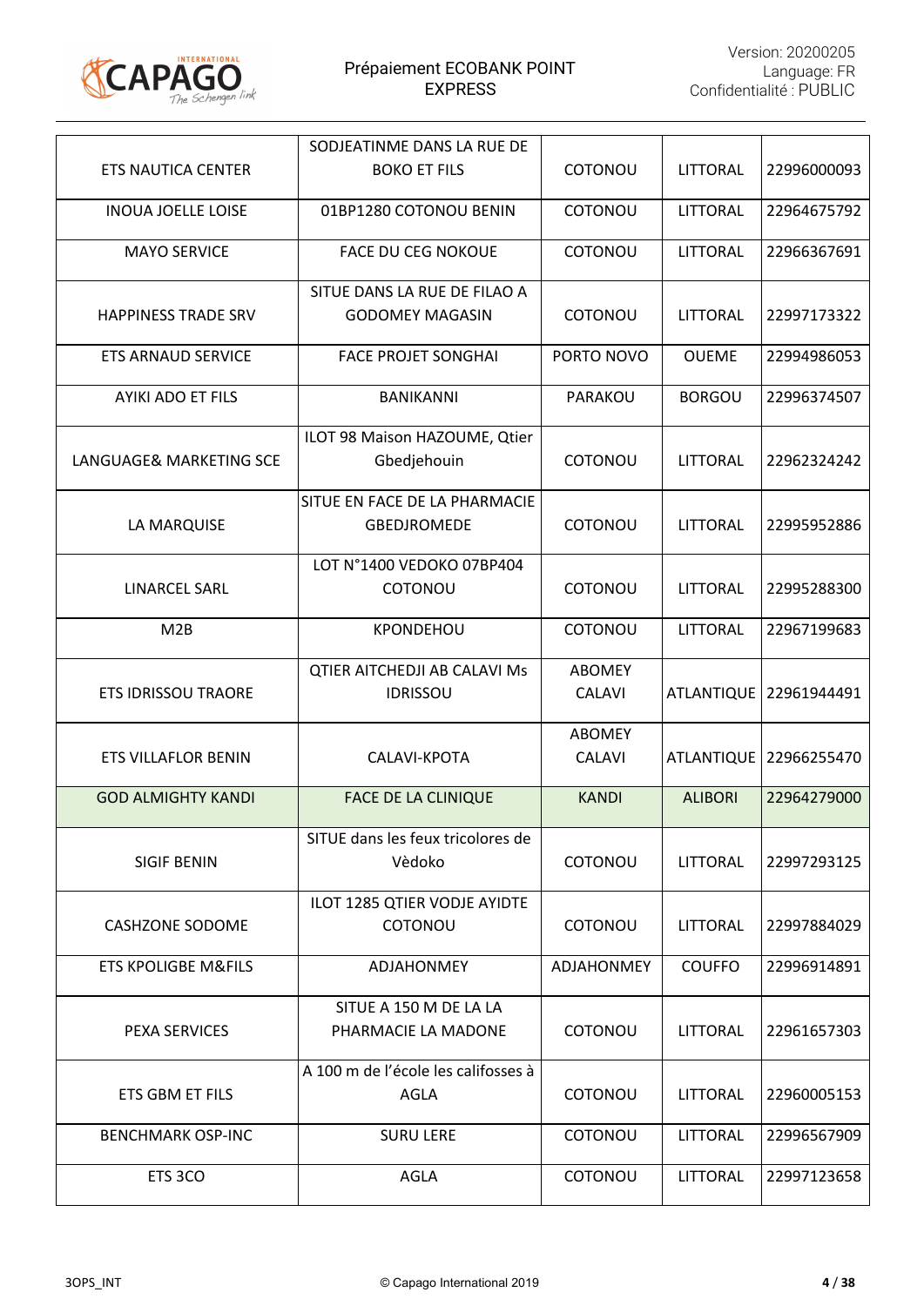| ETS NAUTICA CENTER | SODJEATINME DANS LA RUE DE BOKO ET FILS | COTONOU | LITTORAL | 22996000093 |
|---|---|---|---|---|
| INOUA JOELLE LOISE | 01BP1280 COTONOU BENIN | COTONOU | LITTORAL | 22964675792 |
| MAYO SERVICE | FACE DU CEG NOKOUE | COTONOU | LITTORAL | 22966367691 |
| HAPPINESS TRADE SRV | SITUE DANS LA RUE DE FILAO A GODOMEY MAGASIN | COTONOU | LITTORAL | 22997173322 |
| ETS ARNAUD SERVICE | FACE PROJET SONGHAI | PORTO NOVO | OUEME | 22994986053 |
| AYIKI ADO ET FILS | BANIKANNI | PARAKOU | BORGOU | 22996374507 |
| LANGUAGE& MARKETING SCE | ILOT 98 Maison HAZOUME, Qtier Gbedjehouin | COTONOU | LITTORAL | 22962324242 |
| LA MARQUISE | SITUE EN FACE DE LA PHARMACIE GBEDJROMEDE | COTONOU | LITTORAL | 22995952886 |
| LINARCEL SARL | LOT N°1400 VEDOKO 07BP404 COTONOU | COTONOU | LITTORAL | 22995288300 |
| M2B | KPONDEHOU | COTONOU | LITTORAL | 22967199683 |
| ETS IDRISSOU TRAORE | QTIER AITCHEDJI AB CALAVI Ms IDRISSOU | ABOMEY CALAVI | ATLANTIQUE | 22961944491 |
| ETS VILLAFLOR BENIN | CALAVI-KPOTA | ABOMEY CALAVI | ATLANTIQUE | 22966255470 |
| GOD ALMIGHTY KANDI | FACE DE LA CLINIQUE | KANDI | ALIBORI | 22964279000 |
| SIGIF BENIN | SITUE dans les feux tricolores de Vèdoko | COTONOU | LITTORAL | 22997293125 |
| CASHZONE SODOME | ILOT 1285 QTIER VODJE AYIDTE COTONOU | COTONOU | LITTORAL | 22997884029 |
| ETS KPOLIGBE M&FILS | ADJAHONMEY | ADJAHONMEY | COUFFO | 22996914891 |
| PEXA SERVICES | SITUE A 150 M DE LA LA PHARMACIE LA MADONE | COTONOU | LITTORAL | 22961657303 |
| ETS GBM ET FILS | A 100 m de l'école les califosses à AGLA | COTONOU | LITTORAL | 22960005153 |
| BENCHMARK OSP-INC | SURU LERE | COTONOU | LITTORAL | 22996567909 |
| ETS 3CO | AGLA | COTONOU | LITTORAL | 22997123658 |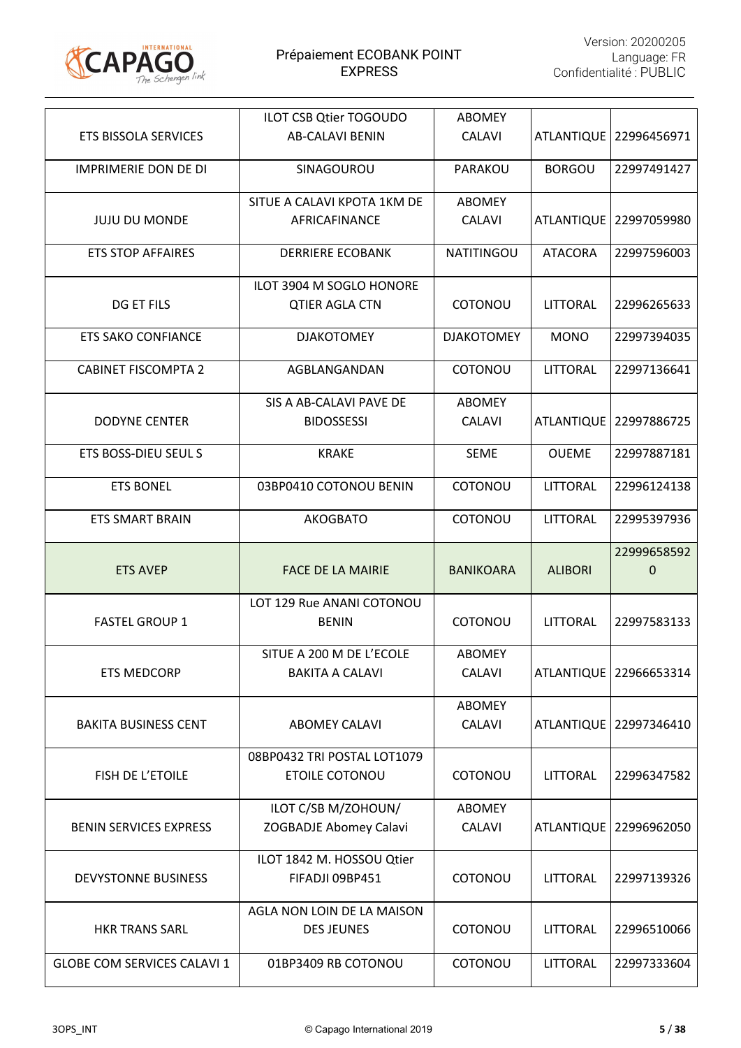| | | | | |
|---|---|---|---|---|
| ETS BISSOLA SERVICES | ILOT CSB Qtier TOGOUDO AB-CALAVI BENIN | ABOMEY CALAVI | ATLANTIQUE | 22996456971 |
| IMPRIMERIE DON DE DI | SINAGOUROU | PARAKOU | BORGOU | 22997491427 |
| JUJU DU MONDE | SITUE A CALAVI KPOTA 1KM DE AFRICAFINANCE | ABOMEY CALAVI | ATLANTIQUE | 22997059980 |
| ETS STOP AFFAIRES | DERRIERE ECOBANK | NATITINGOU | ATACORA | 22997596003 |
| DG ET FILS | ILOT 3904 M SOGLO HONORE QTIER AGLA CTN | COTONOU | LITTORAL | 22996265633 |
| ETS SAKO CONFIANCE | DJAKOTOMEY | DJAKOTOMEY | MONO | 22997394035 |
| CABINET FISCOMPTA 2 | AGBLANGANDAN | COTONOU | LITTORAL | 22997136641 |
| DODYNE CENTER | SIS A AB-CALAVI PAVE DE BIDOSSESSI | ABOMEY CALAVI | ATLANTIQUE | 22997886725 |
| ETS BOSS-DIEU SEUL S | KRAKE | SEME | OUEME | 22997887181 |
| ETS BONEL | 03BP0410 COTONOU BENIN | COTONOU | LITTORAL | 22996124138 |
| ETS SMART BRAIN | AKOGBATO | COTONOU | LITTORAL | 22995397936 |
| ETS AVEP | FACE DE LA MAIRIE | BANIKOARA | ALIBORI | 229996585920 |
| FASTEL GROUP 1 | LOT 129 Rue ANANI COTONOU BENIN | COTONOU | LITTORAL | 22997583133 |
| ETS MEDCORP | SITUE A 200 M DE L'ECOLE BAKITA A CALAVI | ABOMEY CALAVI | ATLANTIQUE | 22966653314 |
| BAKITA BUSINESS CENT | ABOMEY CALAVI | ABOMEY CALAVI | ATLANTIQUE | 22997346410 |
| FISH DE L'ETOILE | 08BP0432 TRI POSTAL LOT1079 ETOILE COTONOU | COTONOU | LITTORAL | 22996347582 |
| BENIN SERVICES EXPRESS | ILOT C/SB M/ZOHOUN/ ZOGBADJE Abomey Calavi | ABOMEY CALAVI | ATLANTIQUE | 22996962050 |
| DEVYSTONNE BUSINESS | ILOT 1842 M. HOSSOU Qtier FIFADJI 09BP451 | COTONOU | LITTORAL | 22997139326 |
| HKR TRANS SARL | AGLA NON LOIN DE LA MAISON DES JEUNES | COTONOU | LITTORAL | 22996510066 |
| GLOBE COM SERVICES CALAVI 1 | 01BP3409 RB COTONOU | COTONOU | LITTORAL | 22997333604 |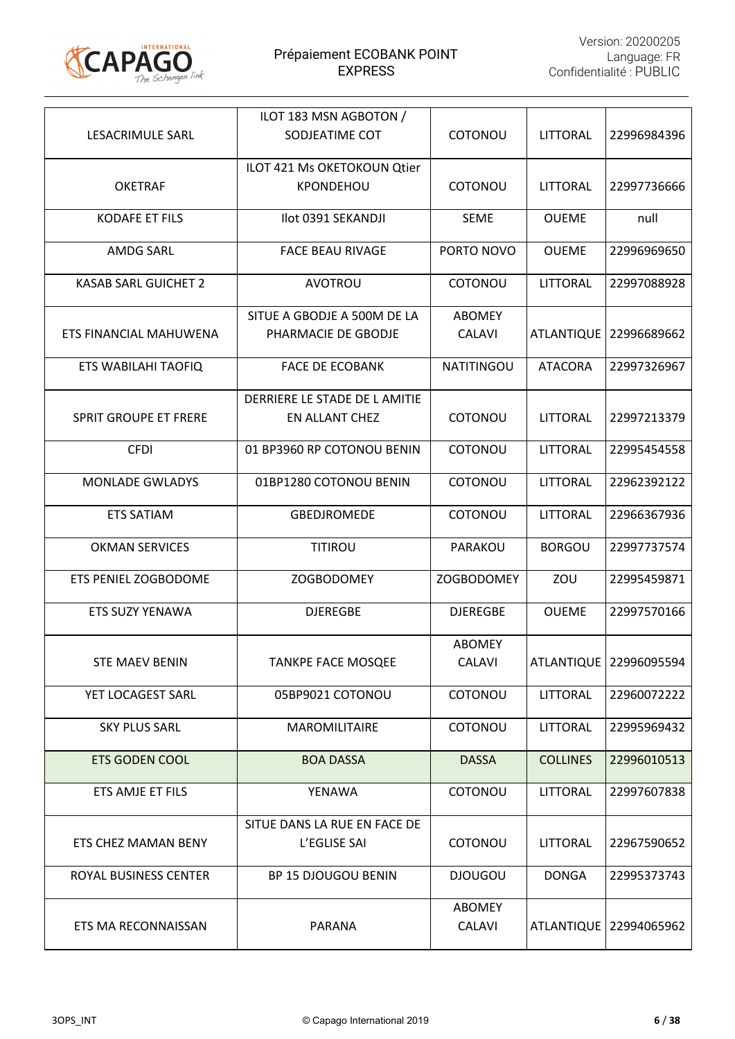| | | | | |
|---|---|---|---|---|
| LESACRIMULE SARL | ILOT 183 MSN AGBOTON / SODJEATIME COT | COTONOU | LITTORAL | 22996984396 |
| OKETRAF | ILOT 421 Ms OKETOKOUN Qtier KPONDEHOU | COTONOU | LITTORAL | 22997736666 |
| KODAFE ET FILS | Ilot 0391 SEKANDJI | SEME | OUEME | null |
| AMDG SARL | FACE BEAU RIVAGE | PORTO NOVO | OUEME | 22996969650 |
| KASAB SARL GUICHET 2 | AVOTROU | COTONOU | LITTORAL | 22997088928 |
| ETS FINANCIAL MAHUWENA | SITUE A GBODJE A 500M DE LA PHARMACIE DE GBODJE | ABOMEY CALAVI | ATLANTIQUE | 22996689662 |
| ETS WABILAHI TAOFIQ | FACE DE ECOBANK | NATITINGOU | ATACORA | 22997326967 |
| SPRIT GROUPE ET FRERE | DERRIERE LE STADE DE L AMITIE EN ALLANT CHEZ | COTONOU | LITTORAL | 22997213379 |
| CFDI | 01 BP3960 RP COTONOU BENIN | COTONOU | LITTORAL | 22995454558 |
| MONLADE GWLADYS | 01BP1280 COTONOU BENIN | COTONOU | LITTORAL | 22962392122 |
| ETS SATIAM | GBEDJROMEDE | COTONOU | LITTORAL | 22966367936 |
| OKMAN SERVICES | TITIROU | PARAKOU | BORGOU | 22997737574 |
| ETS PENIEL ZOGBODOME | ZOGBODOMEY | ZOGBODOMEY | ZOU | 22995459871 |
| ETS SUZY YENAWA | DJEREGBE | DJEREGBE | OUEME | 22997570166 |
| STE MAEV BENIN | TANKPE FACE MOSQEE | ABOMEY CALAVI | ATLANTIQUE | 22996095594 |
| YET LOCAGEST SARL | 05BP9021 COTONOU | COTONOU | LITTORAL | 22960072222 |
| SKY PLUS SARL | MAROMILITAIRE | COTONOU | LITTORAL | 22995969432 |
| ETS GODEN COOL | BOA DASSA | DASSA | COLLINES | 22996010513 |
| ETS AMJE ET FILS | YENAWA | COTONOU | LITTORAL | 22997607838 |
| ETS CHEZ MAMAN BENY | SITUE DANS LA RUE EN FACE DE L'EGLISE SAI | COTONOU | LITTORAL | 22967590652 |
| ROYAL BUSINESS CENTER | BP 15 DJOUGOU BENIN | DJOUGOU | DONGA | 22995373743 |
| ETS MA RECONNAISSAN | PARANA | ABOMEY CALAVI | ATLANTIQUE | 22994065962 |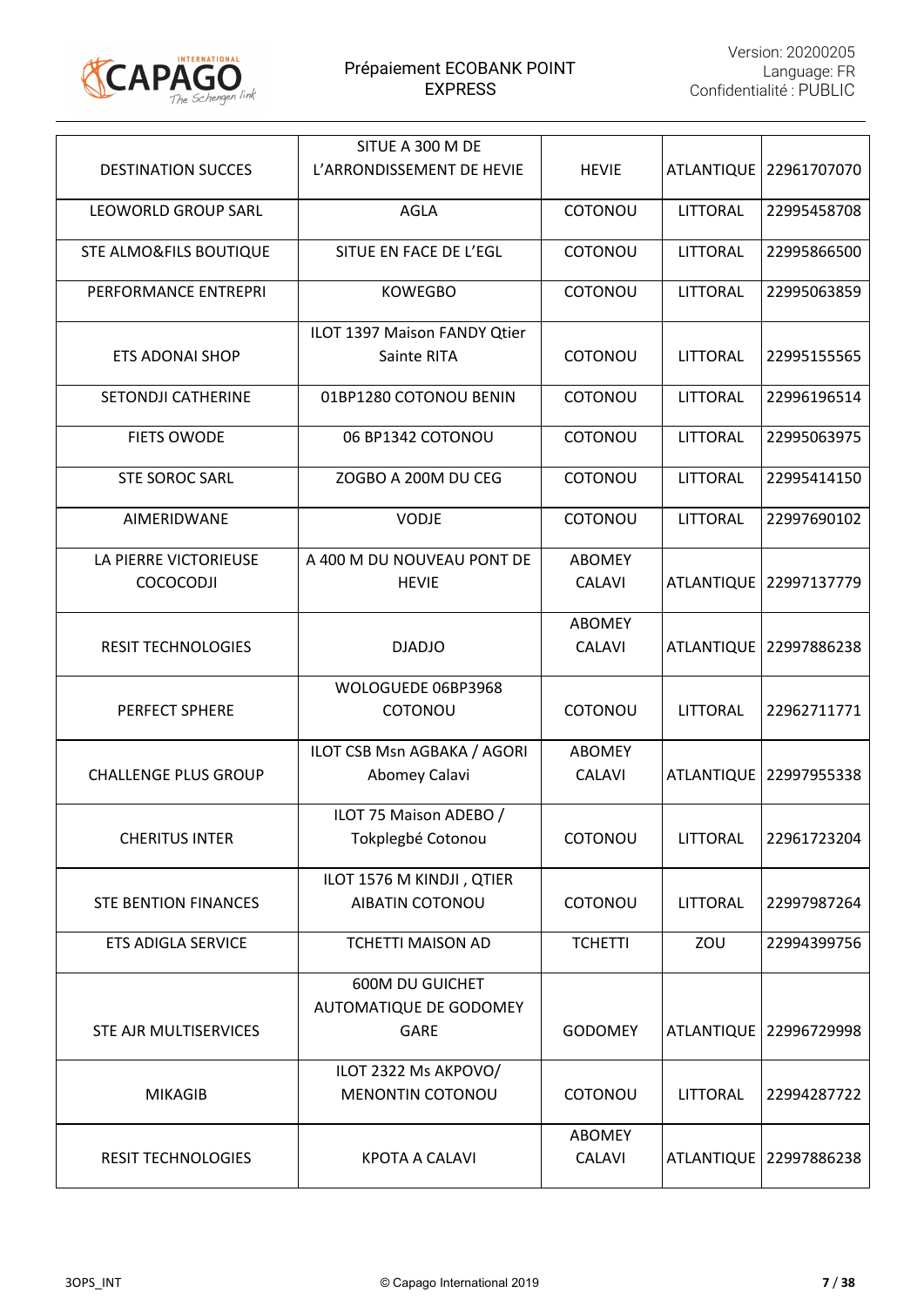| | | | | |
|---|---|---|---|---|
| DESTINATION SUCCES | SITUE A 300 M DE L'ARRONDISSEMENT DE HEVIE | HEVIE | ATLANTIQUE | 22961707070 |
| LEOWORLD GROUP SARL | AGLA | COTONOU | LITTORAL | 22995458708 |
| STE ALMO&FILS BOUTIQUE | SITUE EN FACE DE L'EGL | COTONOU | LITTORAL | 22995866500 |
| PERFORMANCE ENTREPRI | KOWEGBO | COTONOU | LITTORAL | 22995063859 |
| ETS ADONAI SHOP | ILOT 1397 Maison FANDY Qtier Sainte RITA | COTONOU | LITTORAL | 22995155565 |
| SETONDJI CATHERINE | 01BP1280 COTONOU BENIN | COTONOU | LITTORAL | 22996196514 |
| FIETS OWODE | 06 BP1342 COTONOU | COTONOU | LITTORAL | 22995063975 |
| STE SOROC SARL | ZOGBO A 200M DU CEG | COTONOU | LITTORAL | 22995414150 |
| AIMERIDWANE | VODJE | COTONOU | LITTORAL | 22997690102 |
| LA PIERRE VICTORIEUSE COCOCODJI | A 400 M DU NOUVEAU PONT DE HEVIE | ABOMEY CALAVI | ATLANTIQUE | 22997137779 |
| RESIT TECHNOLOGIES | DJADJO | ABOMEY CALAVI | ATLANTIQUE | 22997886238 |
| PERFECT SPHERE | WOLOGUEDE 06BP3968 COTONOU | COTONOU | LITTORAL | 22962711771 |
| CHALLENGE PLUS GROUP | ILOT CSB Msn AGBAKA / AGORI Abomey Calavi | ABOMEY CALAVI | ATLANTIQUE | 22997955338 |
| CHERITUS INTER | ILOT 75 Maison ADEBO / Tokplegbé Cotonou | COTONOU | LITTORAL | 22961723204 |
| STE BENTION FINANCES | ILOT 1576 M KINDJI , QTIER AIBATIN COTONOU | COTONOU | LITTORAL | 22997987264 |
| ETS ADIGLA SERVICE | TCHETTI MAISON AD | TCHETTI | ZOU | 22994399756 |
| STE AJR MULTISERVICES | 600M DU GUICHET AUTOMATIQUE DE GODOMEY GARE | GODOMEY | ATLANTIQUE | 22996729998 |
| MIKAGIB | ILOT 2322 Ms AKPOVO/ MENONTIN COTONOU | COTONOU | LITTORAL | 22994287722 |
| RESIT TECHNOLOGIES | KPOTA A CALAVI | ABOMEY CALAVI | ATLANTIQUE | 22997886238 |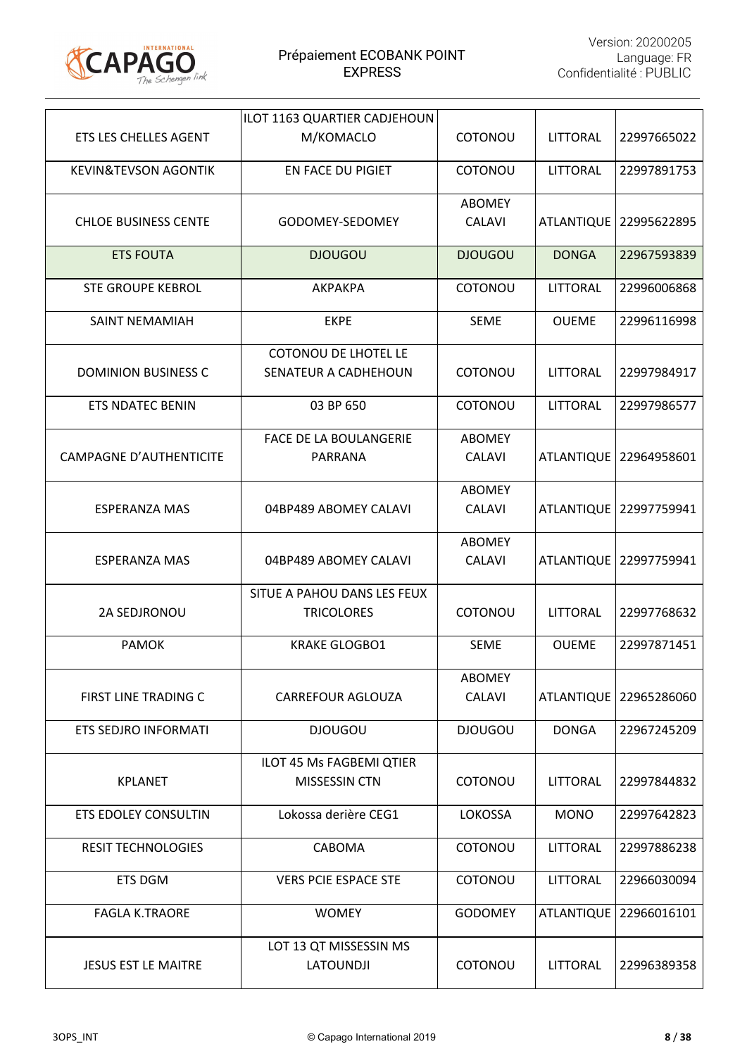| ETS LES CHELLES AGENT | ILOT 1163 QUARTIER CADJEHOUN M/KOMACLO | COTONOU | LITTORAL | 22997665022 |
|---|---|---|---|---|
| KEVIN&TEVSON AGONTIK | EN FACE DU PIGIET | COTONOU | LITTORAL | 22997891753 |
| CHLOE BUSINESS CENTE | GODOMEY-SEDOMEY | ABOMEY CALAVI | ATLANTIQUE | 22995622895 |
| ETS FOUTA | DJOUGOU | DJOUGOU | DONGA | 22967593839 |
| STE GROUPE KEBROL | AKPAKPA | COTONOU | LITTORAL | 22996006868 |
| SAINT NEMAMIAH | EKPE | SEME | OUEME | 22996116998 |
| DOMINION BUSINESS C | COTONOU DE LHOTEL LE SENATEUR A CADHEHOUN | COTONOU | LITTORAL | 22997984917 |
| ETS NDATEC BENIN | 03 BP 650 | COTONOU | LITTORAL | 22997986577 |
| CAMPAGNE D'AUTHENTICITE | FACE DE LA BOULANGERIE PARRANA | ABOMEY CALAVI | ATLANTIQUE | 22964958601 |
| ESPERANZA MAS | 04BP489 ABOMEY CALAVI | ABOMEY CALAVI | ATLANTIQUE | 22997759941 |
| ESPERANZA MAS | 04BP489 ABOMEY CALAVI | ABOMEY CALAVI | ATLANTIQUE | 22997759941 |
| 2A SEDJRONOU | SITUE A PAHOU DANS LES FEUX TRICOLORES | COTONOU | LITTORAL | 22997768632 |
| PAMOK | KRAKE GLOGBO1 | SEME | OUEME | 22997871451 |
| FIRST LINE TRADING C | CARREFOUR AGLOUZA | ABOMEY CALAVI | ATLANTIQUE | 22965286060 |
| ETS SEDJRO INFORMATI | DJOUGOU | DJOUGOU | DONGA | 22967245209 |
| KPLANET | ILOT 45 Ms FAGBEMI QTIER MISSESSIN CTN | COTONOU | LITTORAL | 22997844832 |
| ETS EDOLEY CONSULTIN | Lokossa derière CEG1 | LOKOSSA | MONO | 22997642823 |
| RESIT TECHNOLOGIES | CABOMA | COTONOU | LITTORAL | 22997886238 |
| ETS DGM | VERS PCIE ESPACE STE | COTONOU | LITTORAL | 22966030094 |
| FAGLA K.TRAORE | WOMEY | GODOMEY | ATLANTIQUE | 22966016101 |
| JESUS EST LE MAITRE | LOT 13 QT MISSESSIN MS LATOUNDJI | COTONOU | LITTORAL | 22996389358 |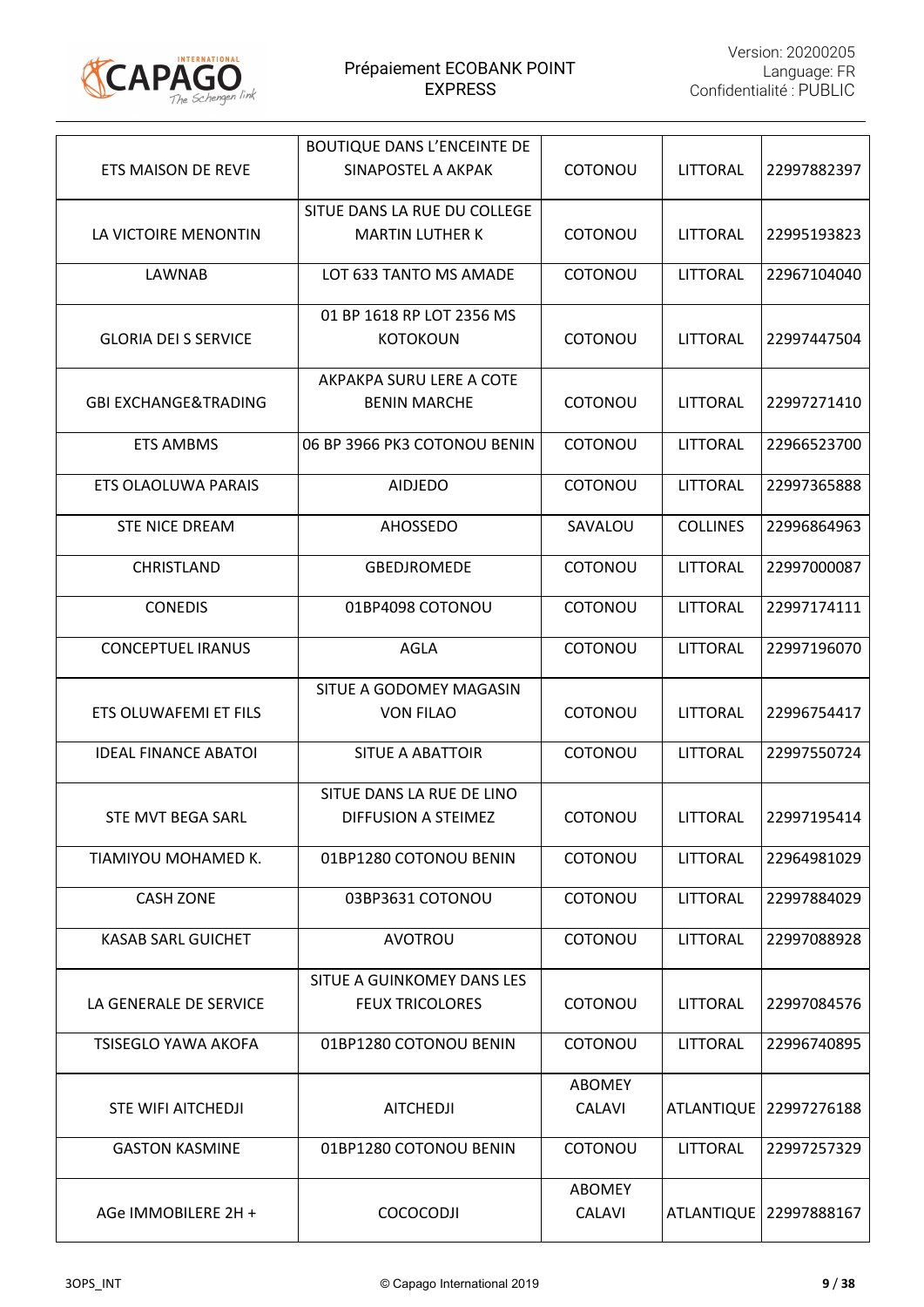| ETS MAISON DE REVE | BOUTIQUE DANS L'ENCEINTE DE SINAPOSTEL A AKPAK | COTONOU | LITTORAL | 22997882397 |
|---|---|---|---|---|
| LA VICTOIRE MENONTIN | SITUE DANS LA RUE DU COLLEGE MARTIN LUTHER K | COTONOU | LITTORAL | 22995193823 |
| LAWNAB | LOT 633 TANTO MS AMADE | COTONOU | LITTORAL | 22967104040 |
| GLORIA DEI S SERVICE | 01 BP 1618 RP LOT 2356 MS KOTOKOUN | COTONOU | LITTORAL | 22997447504 |
| GBI EXCHANGE&TRADING | AKPAKPA SURU LERE A COTE BENIN MARCHE | COTONOU | LITTORAL | 22997271410 |
| ETS AMBMS | 06 BP 3966 PK3 COTONOU BENIN | COTONOU | LITTORAL | 22966523700 |
| ETS OLAOLUWA PARAIS | AIDJEDO | COTONOU | LITTORAL | 22997365888 |
| STE NICE DREAM | AHOSSEDO | SAVALOU | COLLINES | 22996864963 |
| CHRISTLAND | GBEDJROMEDE | COTONOU | LITTORAL | 22997000087 |
| CONEDIS | 01BP4098 COTONOU | COTONOU | LITTORAL | 22997174111 |
| CONCEPTUEL IRANUS | AGLA | COTONOU | LITTORAL | 22997196070 |
| ETS OLUWAFEMI ET FILS | SITUE A GODOMEY MAGASIN VON FILAO | COTONOU | LITTORAL | 22996754417 |
| IDEAL FINANCE ABATOI | SITUE A ABATTOIR | COTONOU | LITTORAL | 22997550724 |
| STE MVT BEGA SARL | SITUE DANS LA RUE DE LINO DIFFUSION A STEIMEZ | COTONOU | LITTORAL | 22997195414 |
| TIAMIYOU MOHAMED K. | 01BP1280 COTONOU BENIN | COTONOU | LITTORAL | 22964981029 |
| CASH ZONE | 03BP3631 COTONOU | COTONOU | LITTORAL | 22997884029 |
| KASAB SARL GUICHET | AVOTROU | COTONOU | LITTORAL | 22997088928 |
| LA GENERALE DE SERVICE | SITUE A GUINKOMEY DANS LES FEUX TRICOLORES | COTONOU | LITTORAL | 22997084576 |
| TSISEGLO YAWA AKOFA | 01BP1280 COTONOU BENIN | COTONOU | LITTORAL | 22996740895 |
| STE WIFI AITCHEDJI | AITCHEDJI | ABOMEY CALAVI | ATLANTIQUE | 22997276188 |
| GASTON KASMINE | 01BP1280 COTONOU BENIN | COTONOU | LITTORAL | 22997257329 |
| AGe IMMOBILERE 2H + | COCOCODJI | ABOMEY CALAVI | ATLANTIQUE | 22997888167 |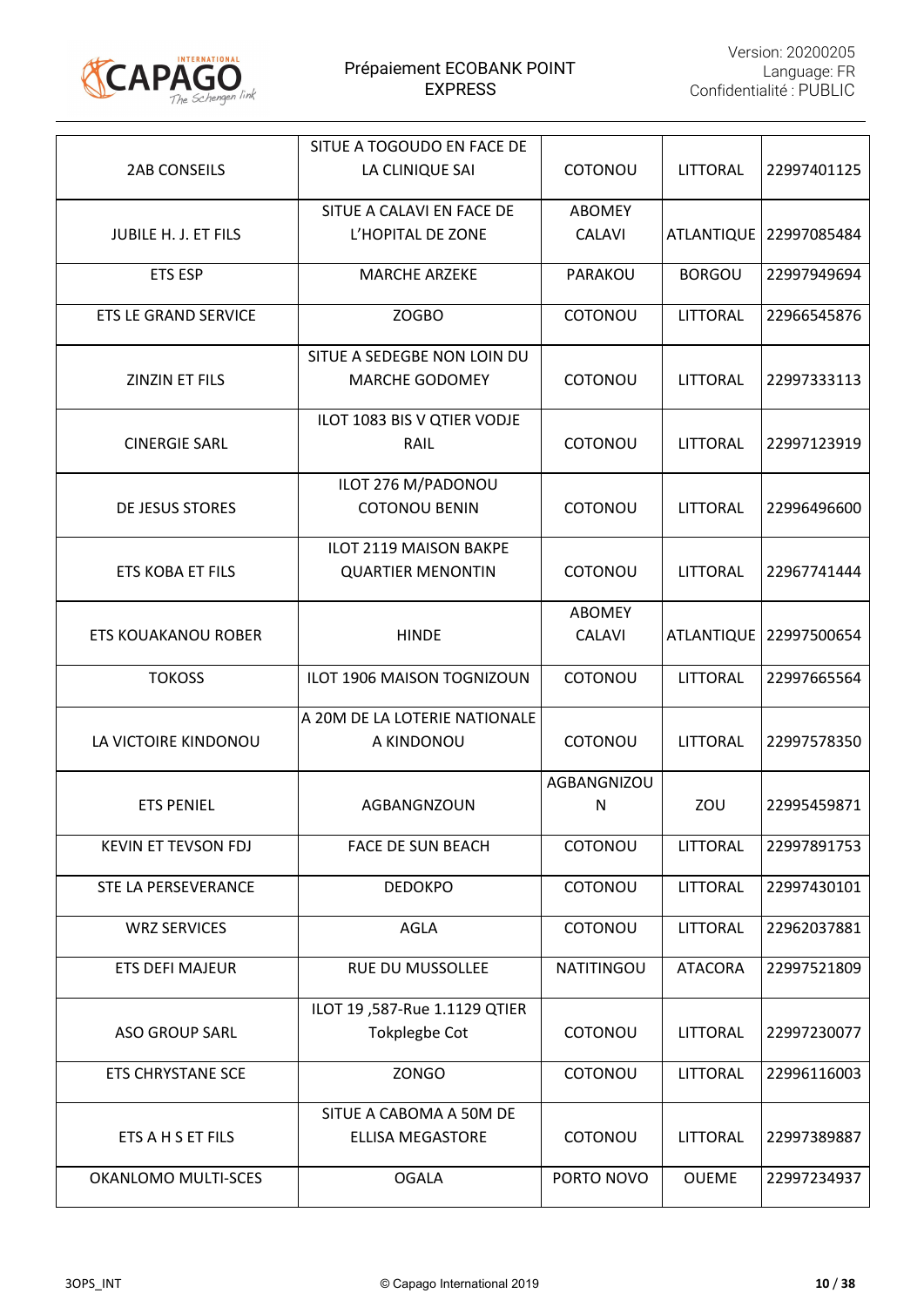| | | | | |
|---|---|---|---|---|
| 2AB CONSEILS | SITUE A TOGOUDO EN FACE DE LA CLINIQUE SAI | COTONOU | LITTORAL | 22997401125 |
| JUBILE H. J. ET FILS | SITUE A CALAVI EN FACE DE L'HOPITAL DE ZONE | ABOMEY CALAVI | ATLANTIQUE | 22997085484 |
| ETS ESP | MARCHE ARZEKE | PARAKOU | BORGOU | 22997949694 |
| ETS LE GRAND SERVICE | ZOGBO | COTONOU | LITTORAL | 22966545876 |
| ZINZIN ET FILS | SITUE A SEDEGBE NON LOIN DU MARCHE GODOMEY | COTONOU | LITTORAL | 22997333113 |
| CINERGIE SARL | ILOT 1083 BIS V QTIER VODJE RAIL | COTONOU | LITTORAL | 22997123919 |
| DE JESUS STORES | ILOT 276 M/PADONOU COTONOU BENIN | COTONOU | LITTORAL | 22996496600 |
| ETS KOBA ET FILS | ILOT 2119 MAISON BAKPE QUARTIER MENONTIN | COTONOU | LITTORAL | 22967741444 |
| ETS KOUAKANOU ROBER | HINDE | ABOMEY CALAVI | ATLANTIQUE | 22997500654 |
| TOKOSS | ILOT 1906 MAISON TOGNIZOUN | COTONOU | LITTORAL | 22997665564 |
| LA VICTOIRE KINDONOU | A 20M DE LA LOTERIE NATIONALE A KINDONOU | COTONOU | LITTORAL | 22997578350 |
| ETS PENIEL | AGBANGNZOUN | AGBANGNIZOUN | ZOU | 22995459871 |
| KEVIN ET TEVSON FDJ | FACE DE SUN BEACH | COTONOU | LITTORAL | 22997891753 |
| STE LA PERSEVERANCE | DEDOKPO | COTONOU | LITTORAL | 22997430101 |
| WRZ SERVICES | AGLA | COTONOU | LITTORAL | 22962037881 |
| ETS DEFI MAJEUR | RUE DU MUSSOLLEE | NATITINGOU | ATACORA | 22997521809 |
| ASO GROUP SARL | ILOT 19 ,587-Rue 1.1129 QTIER Tokplegbe Cot | COTONOU | LITTORAL | 22997230077 |
| ETS CHRYSTANE SCE | ZONGO | COTONOU | LITTORAL | 22996116003 |
| ETS A H S ET FILS | SITUE A CABOMA A 50M DE ELLISA MEGASTORE | COTONOU | LITTORAL | 22997389887 |
| OKANLOMO MULTI-SCES | OGALA | PORTO NOVO | OUEME | 22997234937 |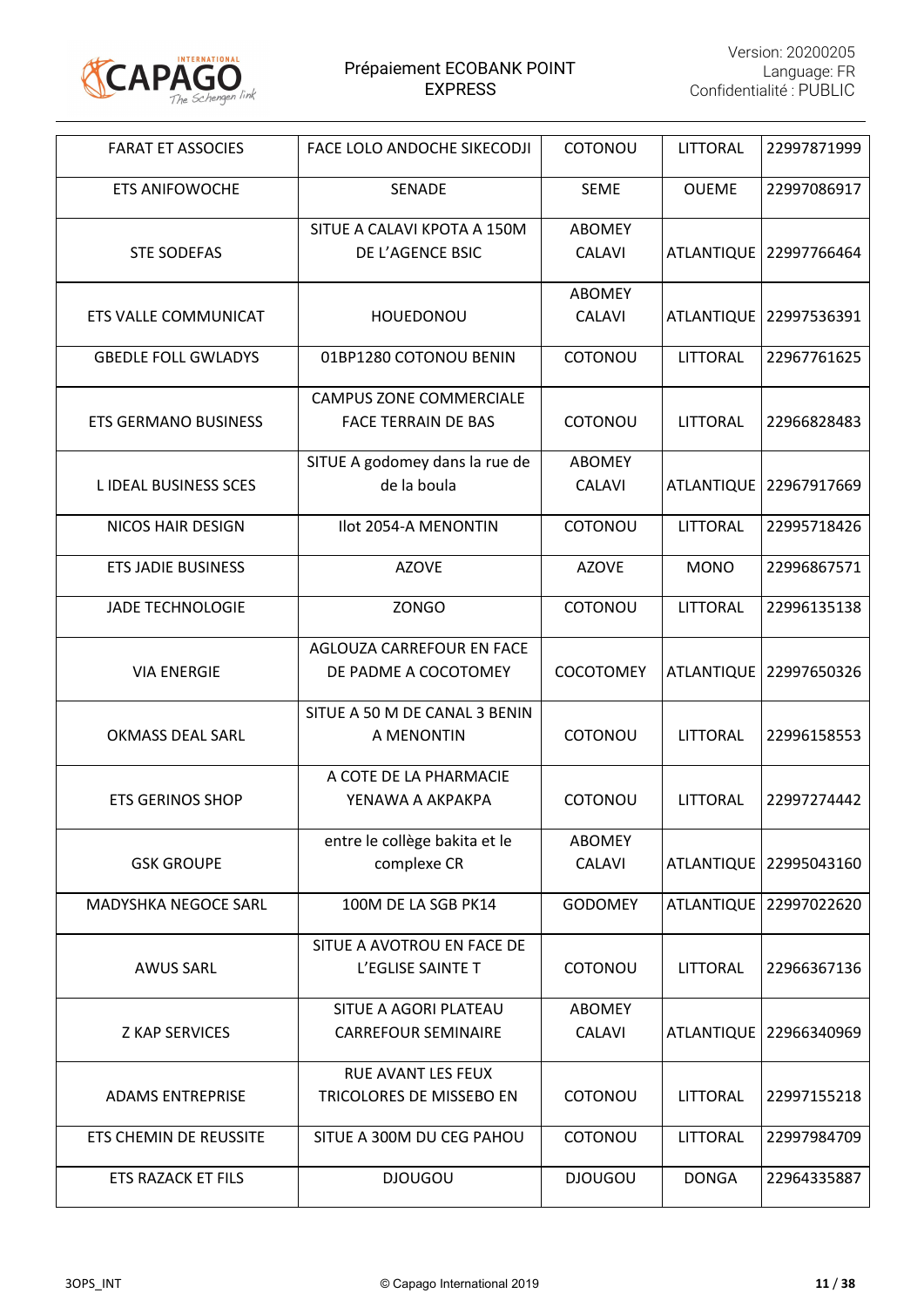| FARAT ET ASSOCIES | FACE LOLO ANDOCHE SIKECODJI | COTONOU | LITTORAL | 22997871999 |
|---|---|---|---|---|
| ETS ANIFOWOCHE | SENADE | SEME | OUEME | 22997086917 |
| STE SODEFAS | SITUE A CALAVI KPOTA A 150M DE L'AGENCE BSIC | ABOMEY CALAVI | ATLANTIQUE | 22997766464 |
| ETS VALLE COMMUNICAT | HOUEDONOU | ABOMEY CALAVI | ATLANTIQUE | 22997536391 |
| GBEDLE FOLL GWLADYS | 01BP1280 COTONOU BENIN | COTONOU | LITTORAL | 22967761625 |
| ETS GERMANO BUSINESS | CAMPUS ZONE COMMERCIALE FACE TERRAIN DE BAS | COTONOU | LITTORAL | 22966828483 |
| L IDEAL BUSINESS SCES | SITUE A godomey dans la rue de de la boula | ABOMEY CALAVI | ATLANTIQUE | 22967917669 |
| NICOS HAIR DESIGN | Ilot 2054-A MENONTIN | COTONOU | LITTORAL | 22995718426 |
| ETS JADIE BUSINESS | AZOVE | AZOVE | MONO | 22996867571 |
| JADE TECHNOLOGIE | ZONGO | COTONOU | LITTORAL | 22996135138 |
| VIA ENERGIE | AGLOUZA CARREFOUR EN FACE DE PADME A COCOTOMEY | COCOTOMEY | ATLANTIQUE | 22997650326 |
| OKMASS DEAL SARL | SITUE A 50 M DE CANAL 3 BENIN A MENONTIN | COTONOU | LITTORAL | 22996158553 |
| ETS GERINOS SHOP | A COTE DE LA PHARMACIE YENAWA A AKPAKPA | COTONOU | LITTORAL | 22997274442 |
| GSK GROUPE | entre le collège bakita et le complexe CR | ABOMEY CALAVI | ATLANTIQUE | 22995043160 |
| MADYSHKA NEGOCE SARL | 100M DE LA SGB PK14 | GODOMEY | ATLANTIQUE | 22997022620 |
| AWUS SARL | SITUE A AVOTROU EN FACE DE L'EGLISE SAINTE T | COTONOU | LITTORAL | 22966367136 |
| Z KAP SERVICES | SITUE A AGORI PLATEAU CARREFOUR SEMINAIRE | ABOMEY CALAVI | ATLANTIQUE | 22966340969 |
| ADAMS ENTREPRISE | RUE AVANT LES FEUX TRICOLORES DE MISSEBO EN | COTONOU | LITTORAL | 22997155218 |
| ETS CHEMIN DE REUSSITE | SITUE A 300M DU CEG PAHOU | COTONOU | LITTORAL | 22997984709 |
| ETS RAZACK ET FILS | DJOUGOU | DJOUGOU | DONGA | 22964335887 |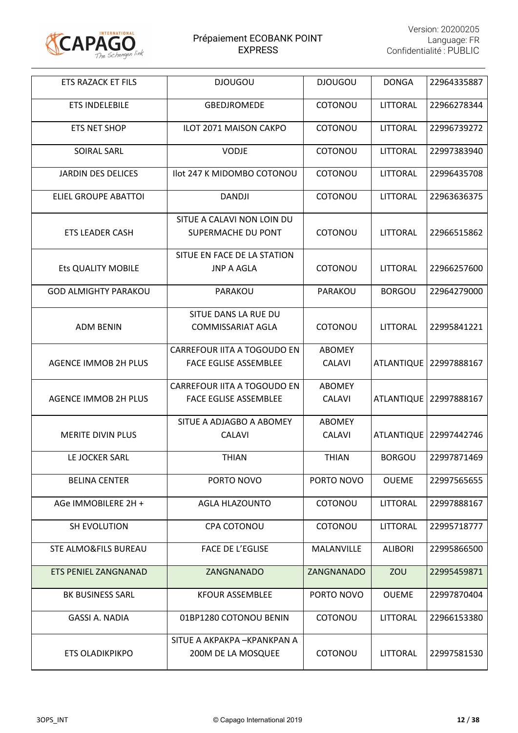| ETS RAZACK ET FILS | DJOUGOU | DJOUGOU | DONGA | 22964335887 |
|---|---|---|---|---|
| ETS INDELEBILE | GBEDJROMEDE | COTONOU | LITTORAL | 22966278344 |
| ETS NET SHOP | ILOT 2071 MAISON CAKPO | COTONOU | LITTORAL | 22996739272 |
| SOIRAL SARL | VODJE | COTONOU | LITTORAL | 22997383940 |
| JARDIN DES DELICES | Ilot 247 K MIDOMBO COTONOU | COTONOU | LITTORAL | 22996435708 |
| ELIEL GROUPE ABATTOI | DANDJI | COTONOU | LITTORAL | 22963636375 |
| ETS LEADER CASH | SITUE A CALAVI NON LOIN DU SUPERMACHE DU PONT | COTONOU | LITTORAL | 22966515862 |
| Ets QUALITY MOBILE | SITUE EN FACE DE LA STATION JNP A AGLA | COTONOU | LITTORAL | 22966257600 |
| GOD ALMIGHTY PARAKOU | PARAKOU | PARAKOU | BORGOU | 22964279000 |
| ADM BENIN | SITUE DANS LA RUE DU COMMISSARIAT AGLA | COTONOU | LITTORAL | 22995841221 |
| AGENCE IMMOB 2H PLUS | CARREFOUR IITA A TOGOUDO EN FACE EGLISE ASSEMBLEE | ABOMEY CALAVI | ATLANTIQUE | 22997888167 |
| AGENCE IMMOB 2H PLUS | CARREFOUR IITA A TOGOUDO EN FACE EGLISE ASSEMBLEE | ABOMEY CALAVI | ATLANTIQUE | 22997888167 |
| MERITE DIVIN PLUS | SITUE A ADJAGBO A ABOMEY CALAVI | ABOMEY CALAVI | ATLANTIQUE | 22997442746 |
| LE JOCKER SARL | THIAN | THIAN | BORGOU | 22997871469 |
| BELINA CENTER | PORTO NOVO | PORTO NOVO | OUEME | 22997565655 |
| AGe IMMOBILERE 2H + | AGLA HLAZOUNTO | COTONOU | LITTORAL | 22997888167 |
| SH EVOLUTION | CPA COTONOU | COTONOU | LITTORAL | 22995718777 |
| STE ALMO&FILS BUREAU | FACE DE L'EGLISE | MALANVILLE | ALIBORI | 22995866500 |
| ETS PENIEL ZANGNANAD | ZANGNANADO | ZANGNANADO | ZOU | 22995459871 |
| BK BUSINESS SARL | KFOUR ASSEMBLEE | PORTO NOVO | OUEME | 22997870404 |
| GASSI A. NADIA | 01BP1280 COTONOU BENIN | COTONOU | LITTORAL | 22966153380 |
| ETS OLADIKPIKPO | SITUE A AKPAKPA –KPANKPAN A 200M DE LA MOSQUEE | COTONOU | LITTORAL | 22997581530 |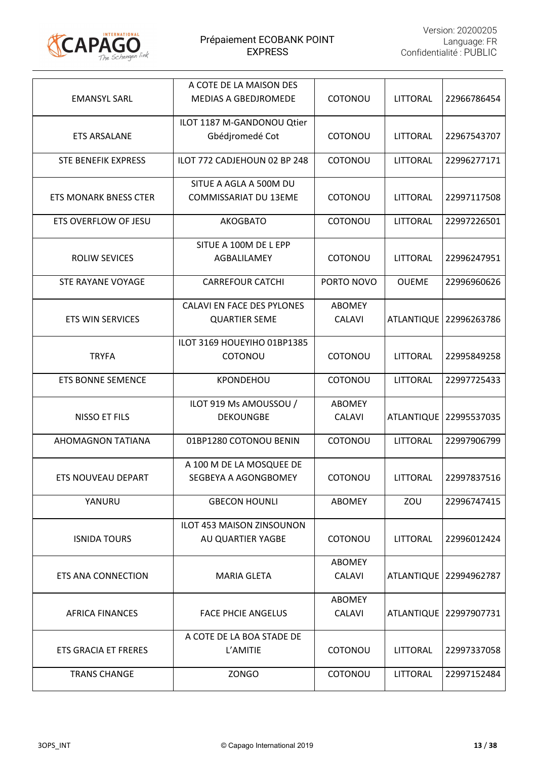| | | | | |
|---|---|---|---|---|
| EMANSYL SARL | A COTE DE LA MAISON DES MEDIAS A GBEDJROMEDE | COTONOU | LITTORAL | 22966786454 |
| ETS ARSALANE | ILOT 1187 M-GANDONOU Qtier Gbédjromedé Cot | COTONOU | LITTORAL | 22967543707 |
| STE BENEFIK EXPRESS | ILOT 772 CADJEHOUN 02 BP 248 | COTONOU | LITTORAL | 22996277171 |
| ETS MONARK BNESS CTER | SITUE A AGLA A 500M DU COMMISSARIAT DU 13EME | COTONOU | LITTORAL | 22997117508 |
| ETS OVERFLOW OF JESU | AKOGBATO | COTONOU | LITTORAL | 22997226501 |
| ROLIW SEVICES | SITUE A 100M DE L EPP AGBALILAMEY | COTONOU | LITTORAL | 22996247951 |
| STE RAYANE VOYAGE | CARREFOUR CATCHI | PORTO NOVO | OUEME | 22996960626 |
| ETS WIN SERVICES | CALAVI EN FACE DES PYLONES QUARTIER SEME | ABOMEY CALAVI | ATLANTIQUE | 22996263786 |
| TRYFA | ILOT 3169 HOUEYIHO 01BP1385 COTONOU | COTONOU | LITTORAL | 22995849258 |
| ETS BONNE SEMENCE | KPONDEHOU | COTONOU | LITTORAL | 22997725433 |
| NISSO ET FILS | ILOT 919 Ms AMOUSSOU / DEKOUNGBE | ABOMEY CALAVI | ATLANTIQUE | 22995537035 |
| AHOMAGNON TATIANA | 01BP1280 COTONOU BENIN | COTONOU | LITTORAL | 22997906799 |
| ETS NOUVEAU DEPART | A 100 M DE LA MOSQUEE DE SEGBEYA A AGONGBOMEY | COTONOU | LITTORAL | 22997837516 |
| YANURU | GBECON HOUNLI | ABOMEY | ZOU | 22996747415 |
| ISNIDA TOURS | ILOT 453 MAISON ZINSOUNON AU QUARTIER YAGBE | COTONOU | LITTORAL | 22996012424 |
| ETS ANA CONNECTION | MARIA GLETA | ABOMEY CALAVI | ATLANTIQUE | 22994962787 |
| AFRICA FINANCES | FACE PHCIE ANGELUS | ABOMEY CALAVI | ATLANTIQUE | 22997907731 |
| ETS GRACIA ET FRERES | A COTE DE LA BOA STADE DE L'AMITIE | COTONOU | LITTORAL | 22997337058 |
| TRANS CHANGE | ZONGO | COTONOU | LITTORAL | 22997152484 |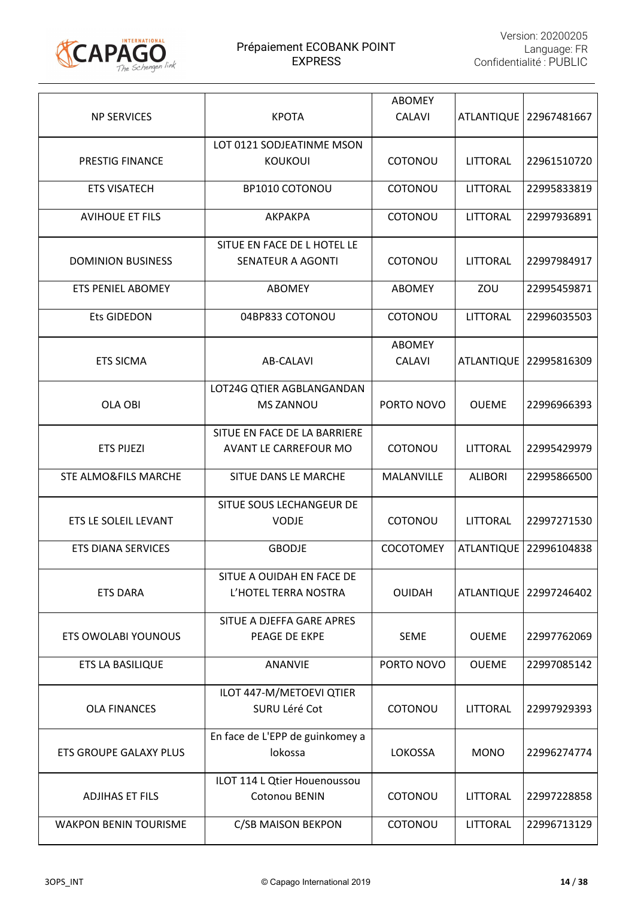| NP SERVICES | KPOTA | ABOMEY CALAVI | ATLANTIQUE | 22967481667 |
|---|---|---|---|---|
| PRESTIG FINANCE | LOT 0121 SODJEATINME MSON KOUKOUI | COTONOU | LITTORAL | 22961510720 |
| ETS VISATECH | BP1010 COTONOU | COTONOU | LITTORAL | 22995833819 |
| AVIHOUE ET FILS | AKPAKPA | COTONOU | LITTORAL | 22997936891 |
| DOMINION BUSINESS | SITUE EN FACE DE L HOTEL LE SENATEUR A AGONTI | COTONOU | LITTORAL | 22997984917 |
| ETS PENIEL ABOMEY | ABOMEY | ABOMEY | ZOU | 22995459871 |
| Ets GIDEDON | 04BP833 COTONOU | COTONOU | LITTORAL | 22996035503 |
| ETS SICMA | AB-CALAVI | ABOMEY CALAVI | ATLANTIQUE | 22995816309 |
| OLA OBI | LOT24G QTIER AGBLANGANDAN MS ZANNOU | PORTO NOVO | OUEME | 22996966393 |
| ETS PIJEZI | SITUE EN FACE DE LA BARRIERE AVANT LE CARREFOUR MO | COTONOU | LITTORAL | 22995429979 |
| STE ALMO&FILS MARCHE | SITUE DANS LE MARCHE | MALANVILLE | ALIBORI | 22995866500 |
| ETS LE SOLEIL LEVANT | SITUE SOUS LECHANGEUR DE VODJE | COTONOU | LITTORAL | 22997271530 |
| ETS DIANA SERVICES | GBODJE | COCOTOMEY | ATLANTIQUE | 22996104838 |
| ETS DARA | SITUE A OUIDAH EN FACE DE L'HOTEL TERRA NOSTRA | OUIDAH | ATLANTIQUE | 22997246402 |
| ETS OWOLABI YOUNOUS | SITUE A DJEFFA GARE APRES PEAGE DE EKPE | SEME | OUEME | 22997762069 |
| ETS LA BASILIQUE | ANANVIE | PORTO NOVO | OUEME | 22997085142 |
| OLA FINANCES | ILOT 447-M/METOEVI QTIER SURU Léré Cot | COTONOU | LITTORAL | 22997929393 |
| ETS GROUPE GALAXY PLUS | En face de L'EPP de guinkomey a lokossa | LOKOSSA | MONO | 22996274774 |
| ADJIHAS ET FILS | ILOT 114 L Qtier Houenoussou Cotonou BENIN | COTONOU | LITTORAL | 22997228858 |
| WAKPON BENIN TOURISME | C/SB MAISON BEKPON | COTONOU | LITTORAL | 22996713129 |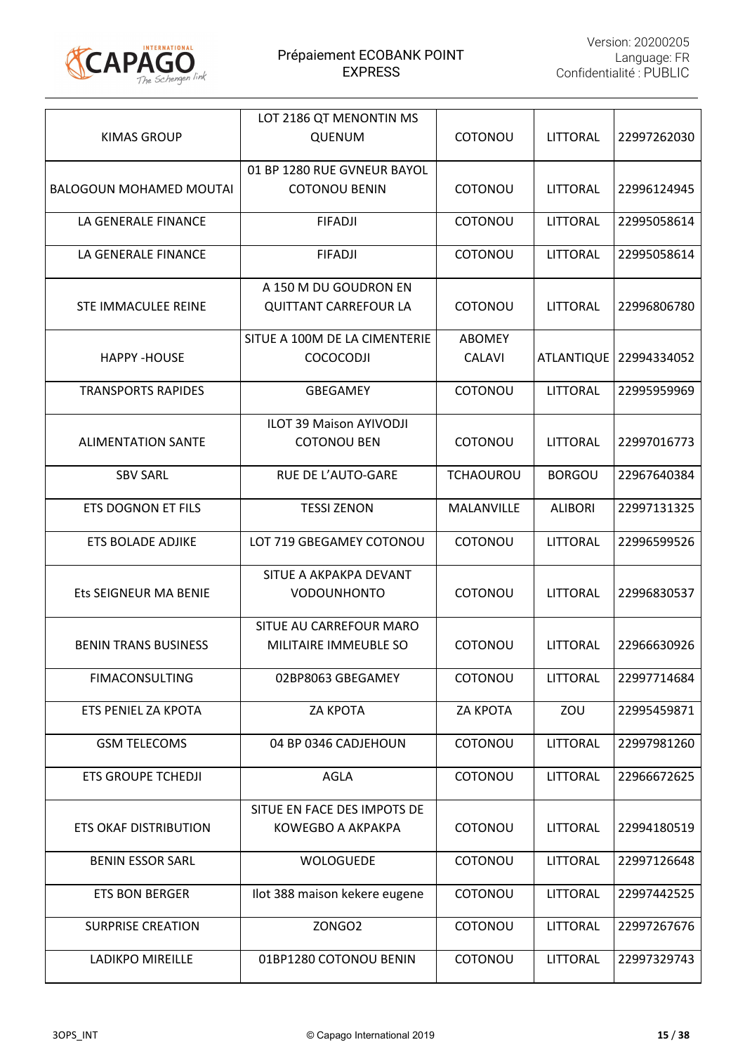| KIMAS GROUP | LOT 2186 QT MENONTIN MS QUENUM | COTONOU | LITTORAL | 22997262030 |
|---|---|---|---|---|
| BALOGOUN MOHAMED MOUTAI | 01 BP 1280 RUE GVNEUR BAYOL COTONOU BENIN | COTONOU | LITTORAL | 22996124945 |
| LA GENERALE FINANCE | FIFADJI | COTONOU | LITTORAL | 22995058614 |
| LA GENERALE FINANCE | FIFADJI | COTONOU | LITTORAL | 22995058614 |
| STE IMMACULEE REINE | A 150 M DU GOUDRON EN QUITTANT CARREFOUR LA | COTONOU | LITTORAL | 22996806780 |
| HAPPY -HOUSE | SITUE A 100M DE LA CIMENTERIE COCOCODJI | ABOMEY CALAVI | ATLANTIQUE | 22994334052 |
| TRANSPORTS RAPIDES | GBEGAMEY | COTONOU | LITTORAL | 22995959969 |
| ALIMENTATION SANTE | ILOT 39 Maison AYIVODJI COTONOU BEN | COTONOU | LITTORAL | 22997016773 |
| SBV SARL | RUE DE L'AUTO-GARE | TCHAOUROU | BORGOU | 22967640384 |
| ETS DOGNON ET FILS | TESSI ZENON | MALANVILLE | ALIBORI | 22997131325 |
| ETS BOLADE ADJIKE | LOT 719 GBEGAMEY COTONOU | COTONOU | LITTORAL | 22996599526 |
| Ets SEIGNEUR MA BENIE | SITUE A AKPAKPA DEVANT VODOUNHONTO | COTONOU | LITTORAL | 22996830537 |
| BENIN TRANS BUSINESS | SITUE AU CARREFOUR MARO MILITAIRE IMMEUBLE SO | COTONOU | LITTORAL | 22966630926 |
| FIMACONSULTING | 02BP8063 GBEGAMEY | COTONOU | LITTORAL | 22997714684 |
| ETS PENIEL ZA KPOTA | ZA KPOTA | ZA KPOTA | ZOU | 22995459871 |
| GSM TELECOMS | 04 BP 0346 CADJEHOUN | COTONOU | LITTORAL | 22997981260 |
| ETS GROUPE TCHEDJI | AGLA | COTONOU | LITTORAL | 22966672625 |
| ETS OKAF DISTRIBUTION | SITUE EN FACE DES IMPOTS DE KOWEGBO A AKPAKPA | COTONOU | LITTORAL | 22994180519 |
| BENIN ESSOR SARL | WOLOGUEDE | COTONOU | LITTORAL | 22997126648 |
| ETS BON BERGER | Ilot 388 maison kekere eugene | COTONOU | LITTORAL | 22997442525 |
| SURPRISE CREATION | ZONGO2 | COTONOU | LITTORAL | 22997267676 |
| LADIKPO MIREILLE | 01BP1280 COTONOU BENIN | COTONOU | LITTORAL | 22997329743 |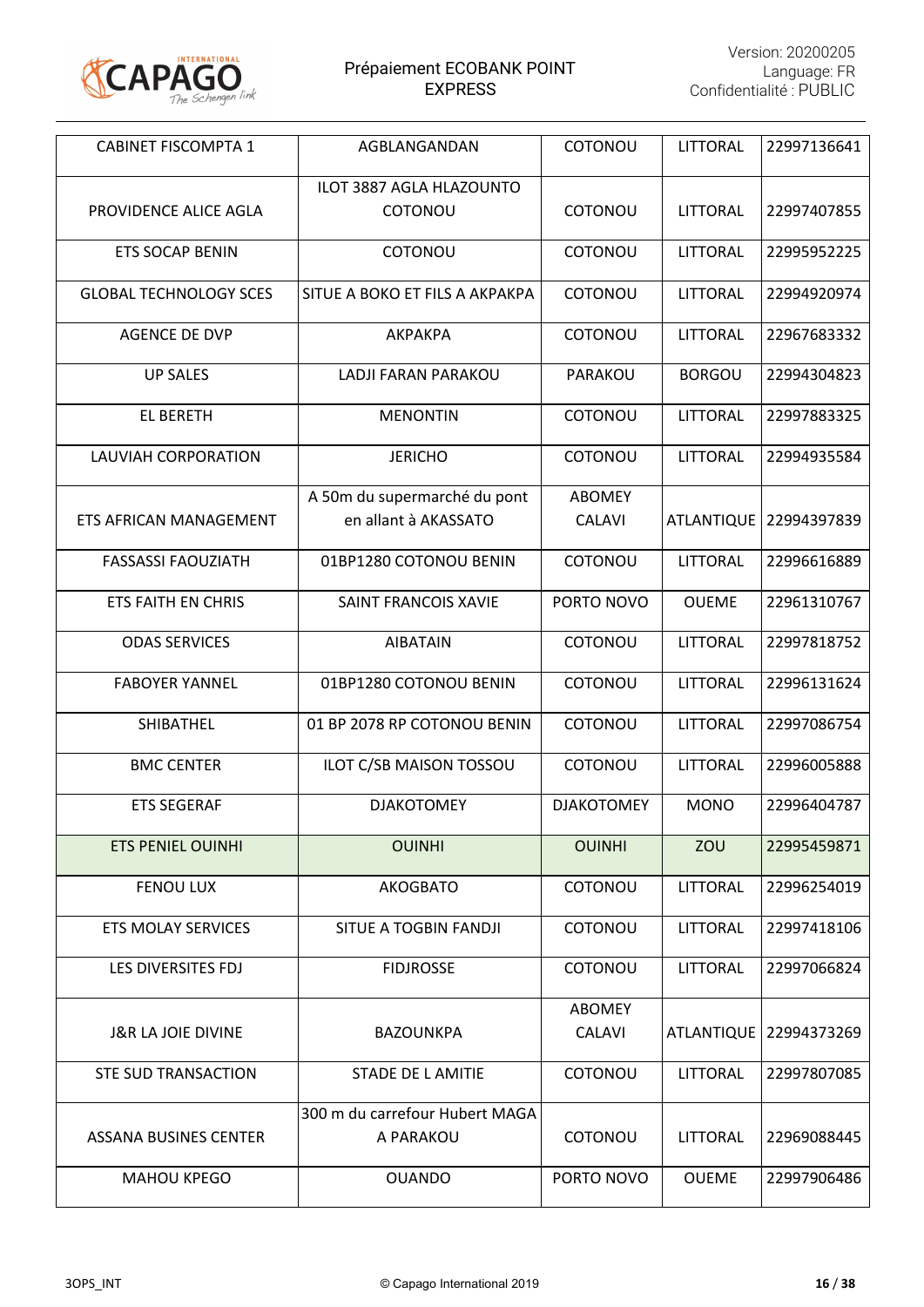| CABINET FISCOMPTA 1 | AGBLANGANDAN | COTONOU | LITTORAL | 22997136641 |
|---|---|---|---|---|
| PROVIDENCE ALICE AGLA | ILOT 3887 AGLA HLAZOUNTO COTONOU | COTONOU | LITTORAL | 22997407855 |
| ETS SOCAP BENIN | COTONOU | COTONOU | LITTORAL | 22995952225 |
| GLOBAL TECHNOLOGY SCES | SITUE A BOKO ET FILS A AKPAKPA | COTONOU | LITTORAL | 22994920974 |
| AGENCE DE DVP | AKPAKPA | COTONOU | LITTORAL | 22967683332 |
| UP SALES | LADJI FARAN PARAKOU | PARAKOU | BORGOU | 22994304823 |
| EL BERETH | MENONTIN | COTONOU | LITTORAL | 22997883325 |
| LAUVIAH CORPORATION | JERICHO | COTONOU | LITTORAL | 22994935584 |
| ETS AFRICAN MANAGEMENT | A 50m du supermarché du pont en allant à AKASSATO | ABOMEY CALAVI | ATLANTIQUE | 22994397839 |
| FASSASSI FAOUZIATH | 01BP1280 COTONOU BENIN | COTONOU | LITTORAL | 22996616889 |
| ETS FAITH EN CHRIS | SAINT FRANCOIS XAVIE | PORTO NOVO | OUEME | 22961310767 |
| ODAS SERVICES | AIBATAIN | COTONOU | LITTORAL | 22997818752 |
| FABOYER YANNEL | 01BP1280 COTONOU BENIN | COTONOU | LITTORAL | 22996131624 |
| SHIBATHEL | 01 BP 2078 RP COTONOU BENIN | COTONOU | LITTORAL | 22997086754 |
| BMC CENTER | ILOT C/SB MAISON TOSSOU | COTONOU | LITTORAL | 22996005888 |
| ETS SEGERAF | DJAKOTOMEY | DJAKOTOMEY | MONO | 22996404787 |
| ETS PENIEL OUINHI | OUINHI | OUINHI | ZOU | 22995459871 |
| FENOU LUX | AKOGBATO | COTONOU | LITTORAL | 22996254019 |
| ETS MOLAY SERVICES | SITUE A TOGBIN FANDJI | COTONOU | LITTORAL | 22997418106 |
| LES DIVERSITES FDJ | FIDJROSSE | COTONOU | LITTORAL | 22997066824 |
| J&R LA JOIE DIVINE | BAZOUNKPA | ABOMEY CALAVI | ATLANTIQUE | 22994373269 |
| STE SUD TRANSACTION | STADE DE L AMITIE | COTONOU | LITTORAL | 22997807085 |
| ASSANA BUSINES CENTER | 300 m du carrefour Hubert MAGA A PARAKOU | COTONOU | LITTORAL | 22969088445 |
| MAHOU KPEGO | OUANDO | PORTO NOVO | OUEME | 22997906486 |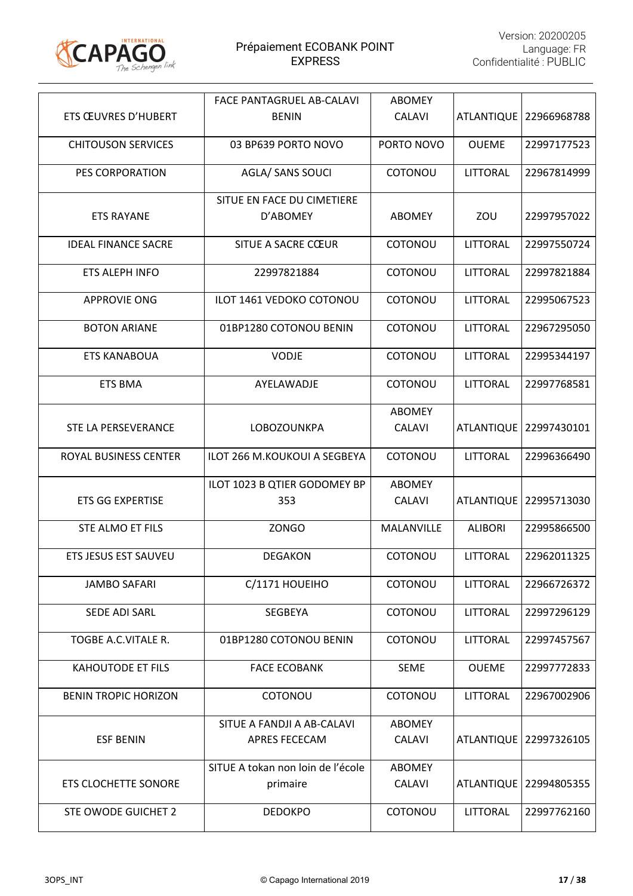| ETS ŒUVRES D'HUBERT | FACE PANTAGRUEL AB-CALAVI BENIN | ABOMEY CALAVI | ATLANTIQUE | 22966968788 |
|---|---|---|---|---|
| CHITOUSON SERVICES | 03 BP639 PORTO NOVO | PORTO NOVO | OUEME | 22997177523 |
| PES CORPORATION | AGLA/ SANS SOUCI | COTONOU | LITTORAL | 22967814999 |
| ETS RAYANE | SITUE EN FACE DU CIMETIERE D'ABOMEY | ABOMEY | ZOU | 22997957022 |
| IDEAL FINANCE SACRE | SITUE A SACRE CŒUR | COTONOU | LITTORAL | 22997550724 |
| ETS ALEPH INFO | 22997821884 | COTONOU | LITTORAL | 22997821884 |
| APPROVIE ONG | ILOT 1461 VEDOKO COTONOU | COTONOU | LITTORAL | 22995067523 |
| BOTON ARIANE | 01BP1280 COTONOU BENIN | COTONOU | LITTORAL | 22967295050 |
| ETS KANABOUA | VODJE | COTONOU | LITTORAL | 22995344197 |
| ETS BMA | AYELAWADJE | COTONOU | LITTORAL | 22997768581 |
| STE LA PERSEVERANCE | LOBOZOUNKPA | ABOMEY CALAVI | ATLANTIQUE | 22997430101 |
| ROYAL BUSINESS CENTER | ILOT 266 M.KOUKOUI A SEGBEYA | COTONOU | LITTORAL | 22996366490 |
| ETS GG EXPERTISE | ILOT 1023 B QTIER GODOMEY BP 353 | ABOMEY CALAVI | ATLANTIQUE | 22995713030 |
| STE ALMO ET FILS | ZONGO | MALANVILLE | ALIBORI | 22995866500 |
| ETS JESUS EST SAUVEU | DEGAKON | COTONOU | LITTORAL | 22962011325 |
| JAMBO SAFARI | C/1171 HOUEIHO | COTONOU | LITTORAL | 22966726372 |
| SEDE ADI SARL | SEGBEYA | COTONOU | LITTORAL | 22997296129 |
| TOGBE A.C.VITALE R. | 01BP1280 COTONOU BENIN | COTONOU | LITTORAL | 22997457567 |
| KAHOUTODE ET FILS | FACE ECOBANK | SEME | OUEME | 22997772833 |
| BENIN TROPIC HORIZON | COTONOU | COTONOU | LITTORAL | 22967002906 |
| ESF BENIN | SITUE A FANDJI A AB-CALAVI APRES FECECAM | ABOMEY CALAVI | ATLANTIQUE | 22997326105 |
| ETS CLOCHETTE SONORE | SITUE A tokan non loin de l'école primaire | ABOMEY CALAVI | ATLANTIQUE | 22994805355 |
| STE OWODE GUICHET 2 | DEDOKPO | COTONOU | LITTORAL | 22997762160 |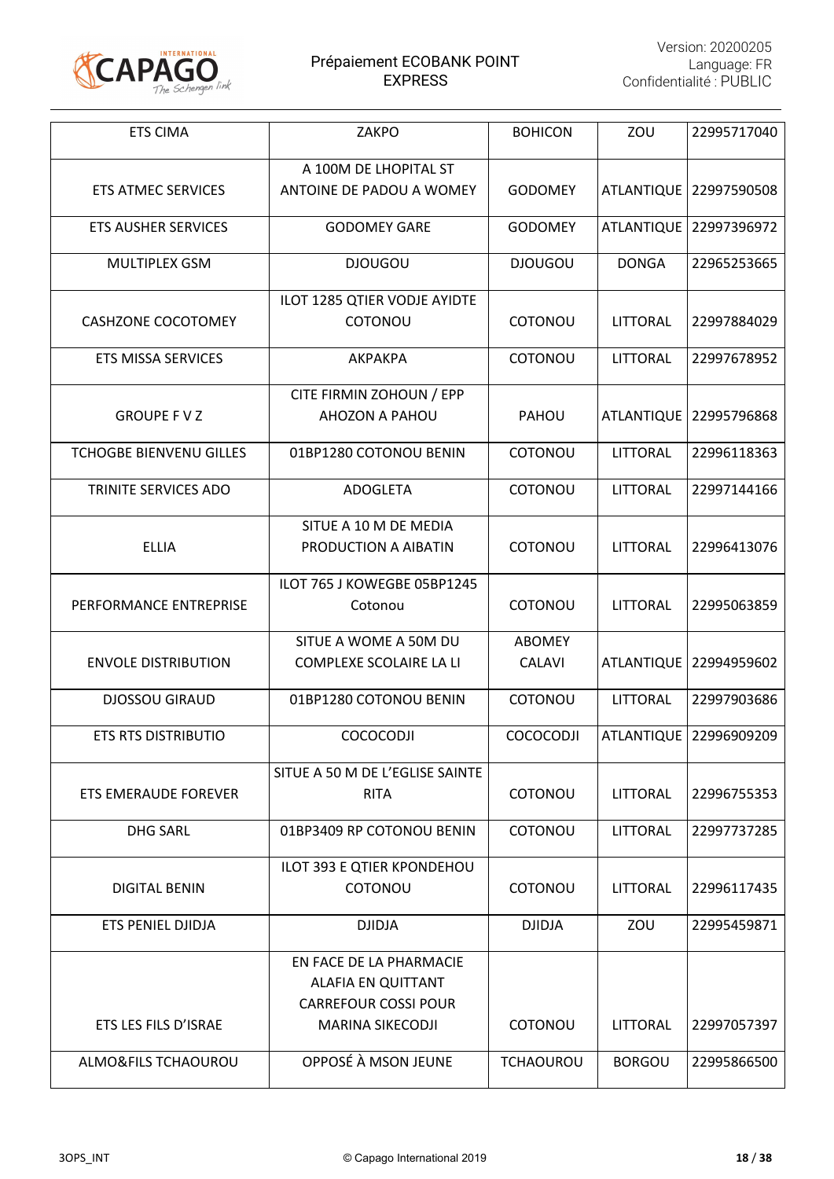| | | | | |
|---|---|---|---|---|
| ETS CIMA | ZAKPO | BOHICON | ZOU | 22995717040 |
| ETS ATMEC SERVICES | A 100M DE LHOPITAL ST ANTOINE DE PADOU A WOMEY | GODOMEY | ATLANTIQUE | 22997590508 |
| ETS AUSHER SERVICES | GODOMEY GARE | GODOMEY | ATLANTIQUE | 22997396972 |
| MULTIPLEX GSM | DJOUGOU | DJOUGOU | DONGA | 22965253665 |
| CASHZONE COCOTOMEY | ILOT 1285 QTIER VODJE AYIDTE COTONOU | COTONOU | LITTORAL | 22997884029 |
| ETS MISSA SERVICES | AKPAKPA | COTONOU | LITTORAL | 22997678952 |
| GROUPE F V Z | CITE FIRMIN ZOHOUN / EPP AHOZON A PAHOU | PAHOU | ATLANTIQUE | 22995796868 |
| TCHOGBE BIENVENU GILLES | 01BP1280 COTONOU BENIN | COTONOU | LITTORAL | 22996118363 |
| TRINITE SERVICES ADO | ADOGLETA | COTONOU | LITTORAL | 22997144166 |
| ELLIA | SITUE A 10 M DE MEDIA PRODUCTION A AIBATIN | COTONOU | LITTORAL | 22996413076 |
| PERFORMANCE ENTREPRISE | ILOT 765 J KOWEGBE 05BP1245 Cotonou | COTONOU | LITTORAL | 22995063859 |
| ENVOLE DISTRIBUTION | SITUE A WOME A 50M DU COMPLEXE SCOLAIRE LA LI | ABOMEY CALAVI | ATLANTIQUE | 22994959602 |
| DJOSSOU GIRAUD | 01BP1280 COTONOU BENIN | COTONOU | LITTORAL | 22997903686 |
| ETS RTS DISTRIBUTIO | COCOCODJI | COCOCODJI | ATLANTIQUE | 22996909209 |
| ETS EMERAUDE FOREVER | SITUE A 50 M DE L'EGLISE SAINTE RITA | COTONOU | LITTORAL | 22996755353 |
| DHG SARL | 01BP3409 RP COTONOU BENIN | COTONOU | LITTORAL | 22997737285 |
| DIGITAL BENIN | ILOT 393 E QTIER KPONDEHOU COTONOU | COTONOU | LITTORAL | 22996117435 |
| ETS PENIEL DJIDJA | DJIDJA | DJIDJA | ZOU | 22995459871 |
| ETS LES FILS D'ISRAE | EN FACE DE LA PHARMACIE ALAFIA EN QUITTANT CARREFOUR COSSI POUR MARINA SIKECODJI | COTONOU | LITTORAL | 22997057397 |
| ALMO&FILS TCHAOUROU | OPPOSÉ À MSON JEUNE | TCHAOUROU | BORGOU | 22995866500 |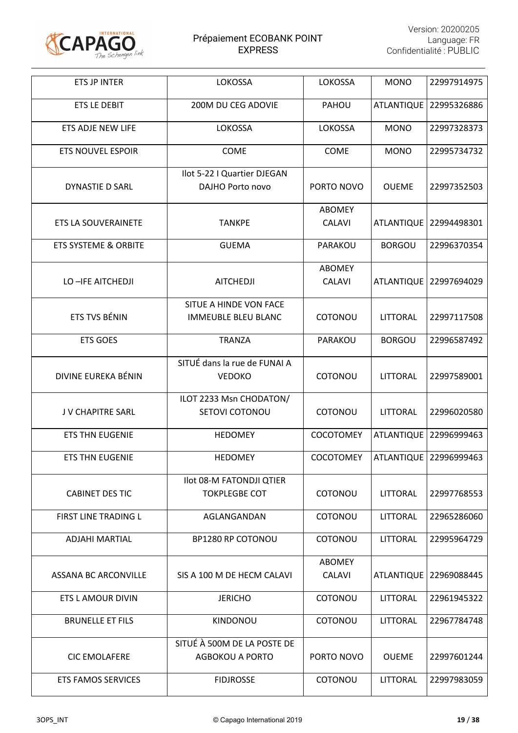| ETS JP INTER | LOKOSSA | LOKOSSA | MONO | 22997914975 |
|---|---|---|---|---|
| ETS LE DEBIT | 200M DU CEG ADOVIE | PAHOU | ATLANTIQUE | 22995326886 |
| ETS ADJE NEW LIFE | LOKOSSA | LOKOSSA | MONO | 22997328373 |
| ETS NOUVEL ESPOIR | COME | COME | MONO | 22995734732 |
| DYNASTIE D SARL | Ilot 5-22 I Quartier DJEGAN DAJHO Porto novo | PORTO NOVO | OUEME | 22997352503 |
| ETS LA SOUVERAINETE | TANKPE | ABOMEY CALAVI | ATLANTIQUE | 22994498301 |
| ETS SYSTEME & ORBITE | GUEMA | PARAKOU | BORGOU | 22996370354 |
| LO –IFE AITCHEDJI | AITCHEDJI | ABOMEY CALAVI | ATLANTIQUE | 22997694029 |
| ETS TVS BÉNIN | SITUE A HINDE VON FACE IMMEUBLE BLEU BLANC | COTONOU | LITTORAL | 22997117508 |
| ETS GOES | TRANZA | PARAKOU | BORGOU | 22996587492 |
| DIVINE EUREKA BÉNIN | SITUÉ dans la rue de FUNAI A VEDOKO | COTONOU | LITTORAL | 22997589001 |
| J V CHAPITRE SARL | ILOT 2233 Msn CHODATON/ SETOVI COTONOU | COTONOU | LITTORAL | 22996020580 |
| ETS THN EUGENIE | HEDOMEY | COCOTOMEY | ATLANTIQUE | 22996999463 |
| ETS THN EUGENIE | HEDOMEY | COCOTOMEY | ATLANTIQUE | 22996999463 |
| CABINET DES TIC | Ilot 08-M FATONDJI QTIER TOKPLEGBE COT | COTONOU | LITTORAL | 22997768553 |
| FIRST LINE TRADING L | AGLANGANDAN | COTONOU | LITTORAL | 22965286060 |
| ADJAHI MARTIAL | BP1280 RP COTONOU | COTONOU | LITTORAL | 22995964729 |
| ASSANA BC ARCONVILLE | SIS A 100 M DE HECM CALAVI | ABOMEY CALAVI | ATLANTIQUE | 22969088445 |
| ETS L AMOUR DIVIN | JERICHO | COTONOU | LITTORAL | 22961945322 |
| BRUNELLE ET FILS | KINDONOU | COTONOU | LITTORAL | 22967784748 |
| CIC EMOLAFERE | SITUÉ À 500M DE LA POSTE DE AGBOKOU A PORTO | PORTO NOVO | OUEME | 22997601244 |
| ETS FAMOS SERVICES | FIDJROSSE | COTONOU | LITTORAL | 22997983059 |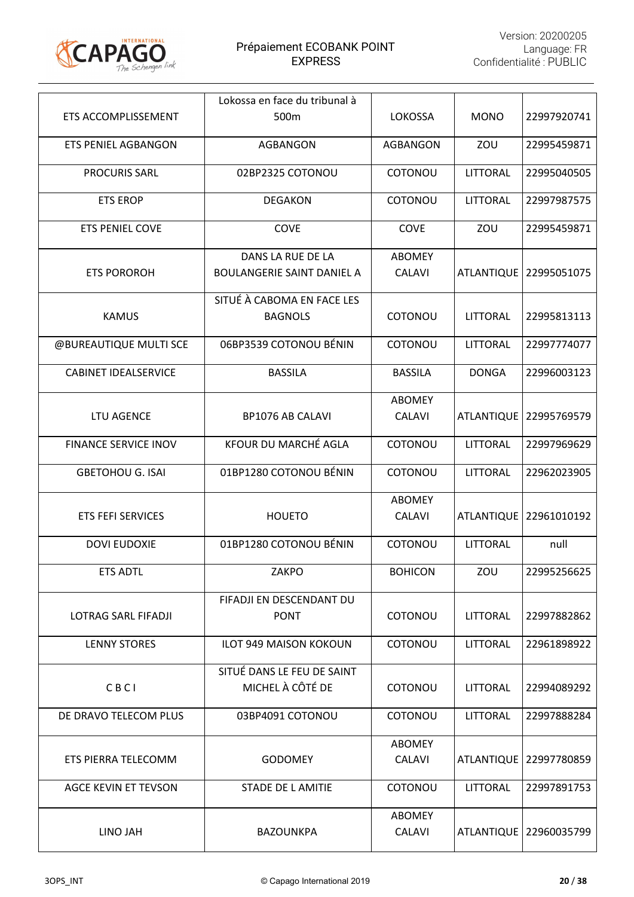| ETS ACCOMPLISSEMENT | Lokossa en face du tribunal à 500m | LOKOSSA | MONO | 22997920741 |
|---|---|---|---|---|
| ETS PENIEL AGBANGON | AGBANGON | AGBANGON | ZOU | 22995459871 |
| PROCURIS SARL | 02BP2325 COTONOU | COTONOU | LITTORAL | 22995040505 |
| ETS EROP | DEGAKON | COTONOU | LITTORAL | 22997987575 |
| ETS PENIEL COVE | COVE | COVE | ZOU | 22995459871 |
| ETS POROROH | DANS LA RUE DE LA BOULANGERIE SAINT DANIEL A | ABOMEY CALAVI | ATLANTIQUE | 22995051075 |
| KAMUS | SITUÉ À CABOMA EN FACE LES BAGNOLS | COTONOU | LITTORAL | 22995813113 |
| @BUREAUTIQUE MULTI SCE | 06BP3539 COTONOU BÉNIN | COTONOU | LITTORAL | 22997774077 |
| CABINET IDEALSERVICE | BASSILA | BASSILA | DONGA | 22996003123 |
| LTU AGENCE | BP1076 AB CALAVI | ABOMEY CALAVI | ATLANTIQUE | 22995769579 |
| FINANCE SERVICE INOV | KFOUR DU MARCHÉ AGLA | COTONOU | LITTORAL | 22997969629 |
| GBETOHOU G. ISAI | 01BP1280 COTONOU BÉNIN | COTONOU | LITTORAL | 22962023905 |
| ETS FEFI SERVICES | HOUETO | ABOMEY CALAVI | ATLANTIQUE | 22961010192 |
| DOVI EUDOXIE | 01BP1280 COTONOU BÉNIN | COTONOU | LITTORAL | null |
| ETS ADTL | ZAKPO | BOHICON | ZOU | 22995256625 |
| LOTRAG SARL FIFADJI | FIFADJI EN DESCENDANT DU PONT | COTONOU | LITTORAL | 22997882862 |
| LENNY STORES | ILOT 949 MAISON KOKOUN | COTONOU | LITTORAL | 22961898922 |
| C B C I | SITUÉ DANS LE FEU DE SAINT MICHEL À CÔTÉ DE | COTONOU | LITTORAL | 22994089292 |
| DE DRAVO TELECOM PLUS | 03BP4091 COTONOU | COTONOU | LITTORAL | 22997888284 |
| ETS PIERRA TELECOMM | GODOMEY | ABOMEY CALAVI | ATLANTIQUE | 22997780859 |
| AGCE KEVIN ET TEVSON | STADE DE L AMITIE | COTONOU | LITTORAL | 22997891753 |
| LINO JAH | BAZOUNKPA | ABOMEY CALAVI | ATLANTIQUE | 22960035799 |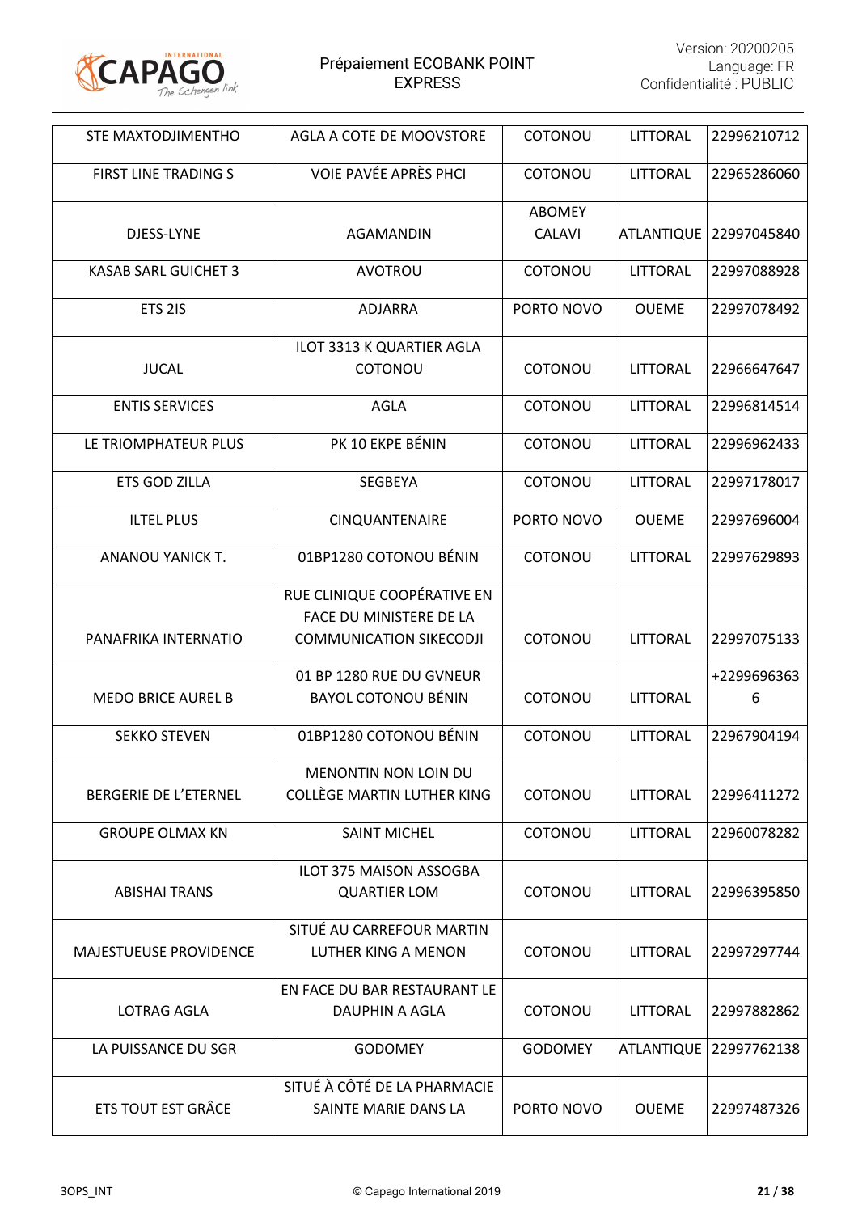| | | | | |
|---|---|---|---|---|
| STE MAXTODJIMENTHO | AGLA A COTE DE MOOVSTORE | COTONOU | LITTORAL | 22996210712 |
| FIRST LINE TRADING S | VOIE PAVÉE APRÈS PHCI | COTONOU | LITTORAL | 22965286060 |
| DJESS-LYNE | AGAMANDIN | ABOMEY CALAVI | ATLANTIQUE | 22997045840 |
| KASAB SARL GUICHET 3 | AVOTROU | COTONOU | LITTORAL | 22997088928 |
| ETS 2IS | ADJARRA | PORTO NOVO | OUEME | 22997078492 |
| JUCAL | ILOT 3313 K QUARTIER AGLA COTONOU | COTONOU | LITTORAL | 22966647647 |
| ENTIS SERVICES | AGLA | COTONOU | LITTORAL | 22996814514 |
| LE TRIOMPHATEUR PLUS | PK 10 EKPE BÉNIN | COTONOU | LITTORAL | 22996962433 |
| ETS GOD ZILLA | SEGBEYA | COTONOU | LITTORAL | 22997178017 |
| ILTEL PLUS | CINQUANTENAIRE | PORTO NOVO | OUEME | 22997696004 |
| ANANOU YANICK T. | 01BP1280 COTONOU BÉNIN | COTONOU | LITTORAL | 22997629893 |
| PANAFRIKA INTERNATIO | RUE CLINIQUE COOPÉRATIVE EN FACE DU MINISTERE DE LA COMMUNICATION SIKECODJI | COTONOU | LITTORAL | 22997075133 |
| MEDO BRICE AUREL B | 01 BP 1280 RUE DU GVNEUR BAYOL COTONOU BÉNIN | COTONOU | LITTORAL | +22996963636 |
| SEKKO STEVEN | 01BP1280 COTONOU BÉNIN | COTONOU | LITTORAL | 22967904194 |
| BERGERIE DE L'ETERNEL | MENONTIN NON LOIN DU COLLÈGE MARTIN LUTHER KING | COTONOU | LITTORAL | 22996411272 |
| GROUPE OLMAX KN | SAINT MICHEL | COTONOU | LITTORAL | 22960078282 |
| ABISHAI TRANS | ILOT 375 MAISON ASSOGBA QUARTIER LOM | COTONOU | LITTORAL | 22996395850 |
| MAJESTUEUSE PROVIDENCE | SITUÉ AU CARREFOUR MARTIN LUTHER KING A MENON | COTONOU | LITTORAL | 22997297744 |
| LOTRAG AGLA | EN FACE DU BAR RESTAURANT LE DAUPHIN A AGLA | COTONOU | LITTORAL | 22997882862 |
| LA PUISSANCE DU SGR | GODOMEY | GODOMEY | ATLANTIQUE | 22997762138 |
| ETS TOUT EST GRÂCE | SITUÉ À CÔTÉ DE LA PHARMACIE SAINTE MARIE DANS LA | PORTO NOVO | OUEME | 22997487326 |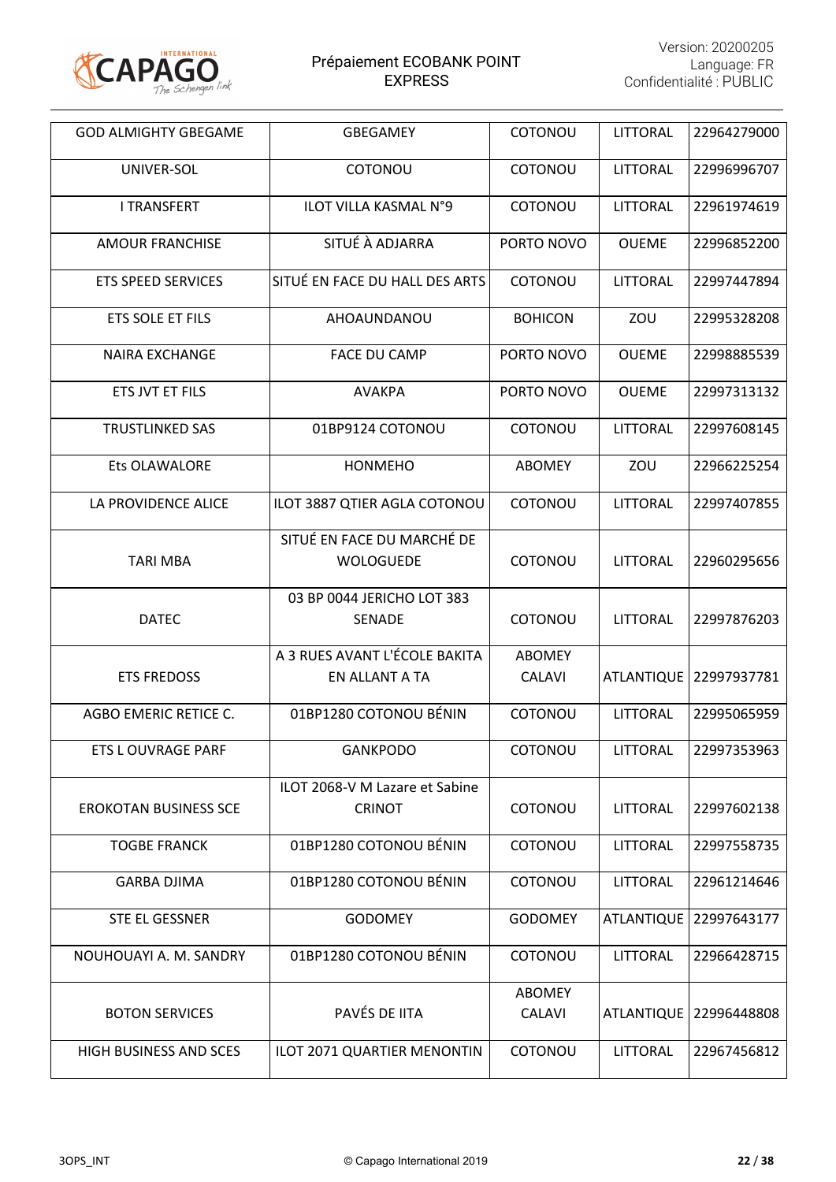| GOD ALMIGHTY GBEGAME | GBEGAMEY | COTONOU | LITTORAL | 22964279000 |
|---|---|---|---|---|
| UNIVER-SOL | COTONOU | COTONOU | LITTORAL | 22996996707 |
| I TRANSFERT | ILOT VILLA KASMAL N°9 | COTONOU | LITTORAL | 22961974619 |
| AMOUR FRANCHISE | SITUÉ À ADJARRA | PORTO NOVO | OUEME | 22996852200 |
| ETS SPEED SERVICES | SITUÉ EN FACE DU HALL DES ARTS | COTONOU | LITTORAL | 22997447894 |
| ETS SOLE ET FILS | AHOAUNDANOU | BOHICON | ZOU | 22995328208 |
| NAIRA EXCHANGE | FACE DU CAMP | PORTO NOVO | OUEME | 22998885539 |
| ETS JVT ET FILS | AVAKPA | PORTO NOVO | OUEME | 22997313132 |
| TRUSTLINKED SAS | 01BP9124 COTONOU | COTONOU | LITTORAL | 22997608145 |
| Ets OLAWALORE | HONMEHO | ABOMEY | ZOU | 22966225254 |
| LA PROVIDENCE ALICE | ILOT 3887 QTIER AGLA COTONOU | COTONOU | LITTORAL | 22997407855 |
| TARI MBA | SITUÉ EN FACE DU MARCHÉ DE WOLOGUEDE | COTONOU | LITTORAL | 22960295656 |
| DATEC | 03 BP 0044 JERICHO LOT 383 SENADE | COTONOU | LITTORAL | 22997876203 |
| ETS FREDOSS | A 3 RUES AVANT L'ÉCOLE BAKITA EN ALLANT A TA | ABOMEY CALAVI | ATLANTIQUE | 22997937781 |
| AGBO EMERIC RETICE C. | 01BP1280 COTONOU BÉNIN | COTONOU | LITTORAL | 22995065959 |
| ETS L OUVRAGE PARF | GANKPODO | COTONOU | LITTORAL | 22997353963 |
| EROKOTAN BUSINESS SCE | ILOT 2068-V M Lazare et Sabine CRINOT | COTONOU | LITTORAL | 22997602138 |
| TOGBE FRANCK | 01BP1280 COTONOU BÉNIN | COTONOU | LITTORAL | 22997558735 |
| GARBA DJIMA | 01BP1280 COTONOU BÉNIN | COTONOU | LITTORAL | 22961214646 |
| STE EL GESSNER | GODOMEY | GODOMEY | ATLANTIQUE | 22997643177 |
| NOUHOUAYI A. M. SANDRY | 01BP1280 COTONOU BÉNIN | COTONOU | LITTORAL | 22966428715 |
| BOTON SERVICES | PAVÉS DE IITA | ABOMEY CALAVI | ATLANTIQUE | 22996448808 |
| HIGH BUSINESS AND SCES | ILOT 2071 QUARTIER MENONTIN | COTONOU | LITTORAL | 22967456812 |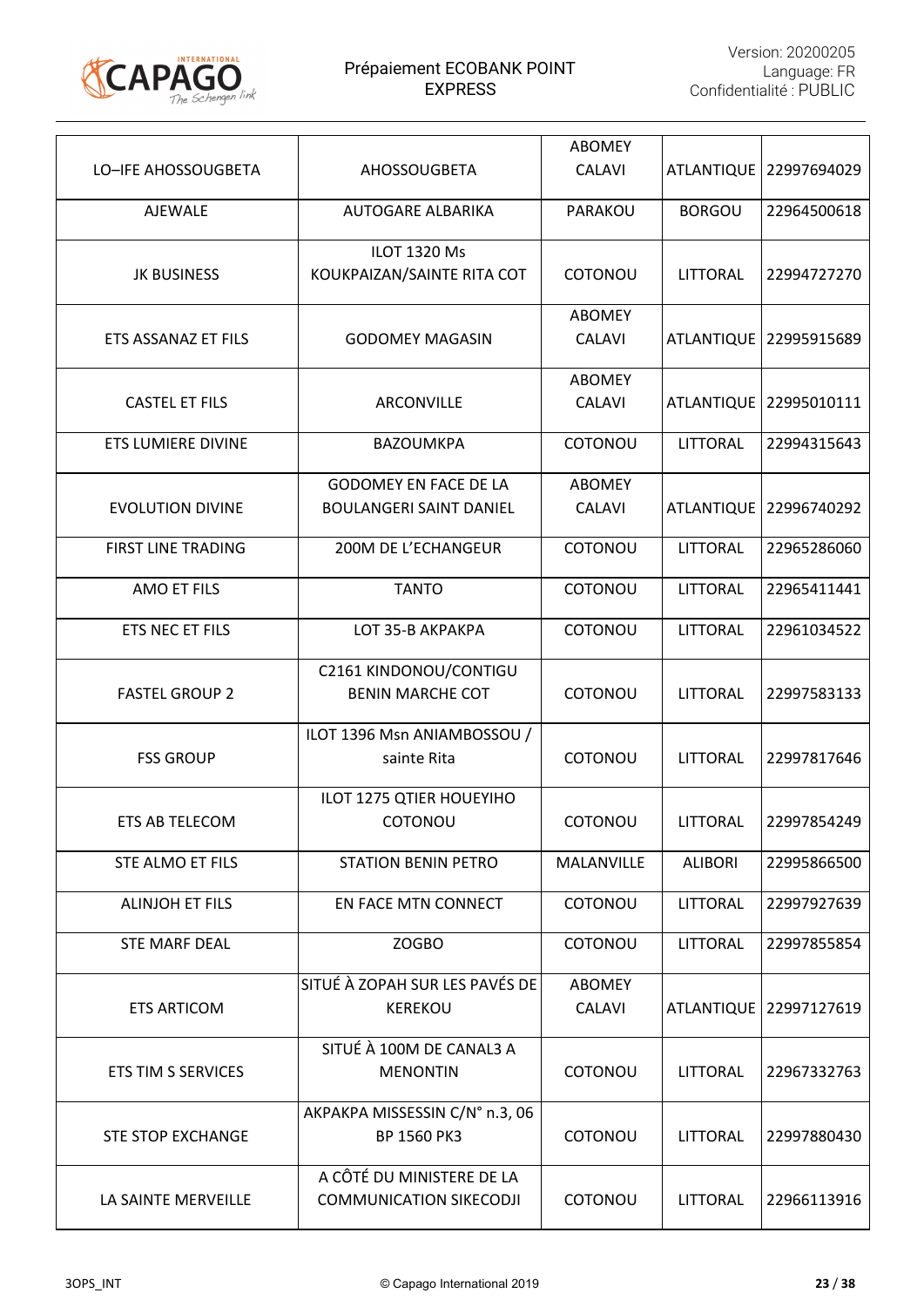| | | | | |
|---|---|---|---|---|
| LO–IFE AHOSSOUGBETA | AHOSSOUGBETA | ABOMEY CALAVI | ATLANTIQUE | 22997694029 |
| AJEWALE | AUTOGARE ALBARIKA | PARAKOU | BORGOU | 22964500618 |
| JK BUSINESS | ILOT 1320 Ms KOUKPAIZAN/SAINTE RITA COT | COTONOU | LITTORAL | 22994727270 |
| ETS ASSANAZ ET FILS | GODOMEY MAGASIN | ABOMEY CALAVI | ATLANTIQUE | 22995915689 |
| CASTEL ET FILS | ARCONVILLE | ABOMEY CALAVI | ATLANTIQUE | 22995010111 |
| ETS LUMIERE DIVINE | BAZOUMKPA | COTONOU | LITTORAL | 22994315643 |
| EVOLUTION DIVINE | GODOMEY EN FACE DE LA BOULANGERI SAINT DANIEL | ABOMEY CALAVI | ATLANTIQUE | 22996740292 |
| FIRST LINE TRADING | 200M DE L'ECHANGEUR | COTONOU | LITTORAL | 22965286060 |
| AMO ET FILS | TANTO | COTONOU | LITTORAL | 22965411441 |
| ETS NEC ET FILS | LOT 35-B AKPAKPA | COTONOU | LITTORAL | 22961034522 |
| FASTEL GROUP 2 | C2161 KINDONOU/CONTIGU BENIN MARCHE COT | COTONOU | LITTORAL | 22997583133 |
| FSS GROUP | ILOT 1396 Msn ANIAMBOSSOU / sainte Rita | COTONOU | LITTORAL | 22997817646 |
| ETS AB TELECOM | ILOT 1275 QTIER HOUEYIHO COTONOU | COTONOU | LITTORAL | 22997854249 |
| STE ALMO ET FILS | STATION BENIN PETRO | MALANVILLE | ALIBORI | 22995866500 |
| ALINJOH ET FILS | EN FACE MTN CONNECT | COTONOU | LITTORAL | 22997927639 |
| STE MARF DEAL | ZOGBO | COTONOU | LITTORAL | 22997855854 |
| ETS ARTICOM | SITUÉ À ZOPAH SUR LES PAVÉS DE KEREKOU | ABOMEY CALAVI | ATLANTIQUE | 22997127619 |
| ETS TIM S SERVICES | SITUÉ À 100M DE CANAL3 A MENONTIN | COTONOU | LITTORAL | 22967332763 |
| STE STOP EXCHANGE | AKPAKPA MISSESSIN C/N° n.3, 06 BP 1560 PK3 | COTONOU | LITTORAL | 22997880430 |
| LA SAINTE MERVEILLE | A CÔTÉ DU MINISTERE DE LA COMMUNICATION SIKECODJI | COTONOU | LITTORAL | 22966113916 |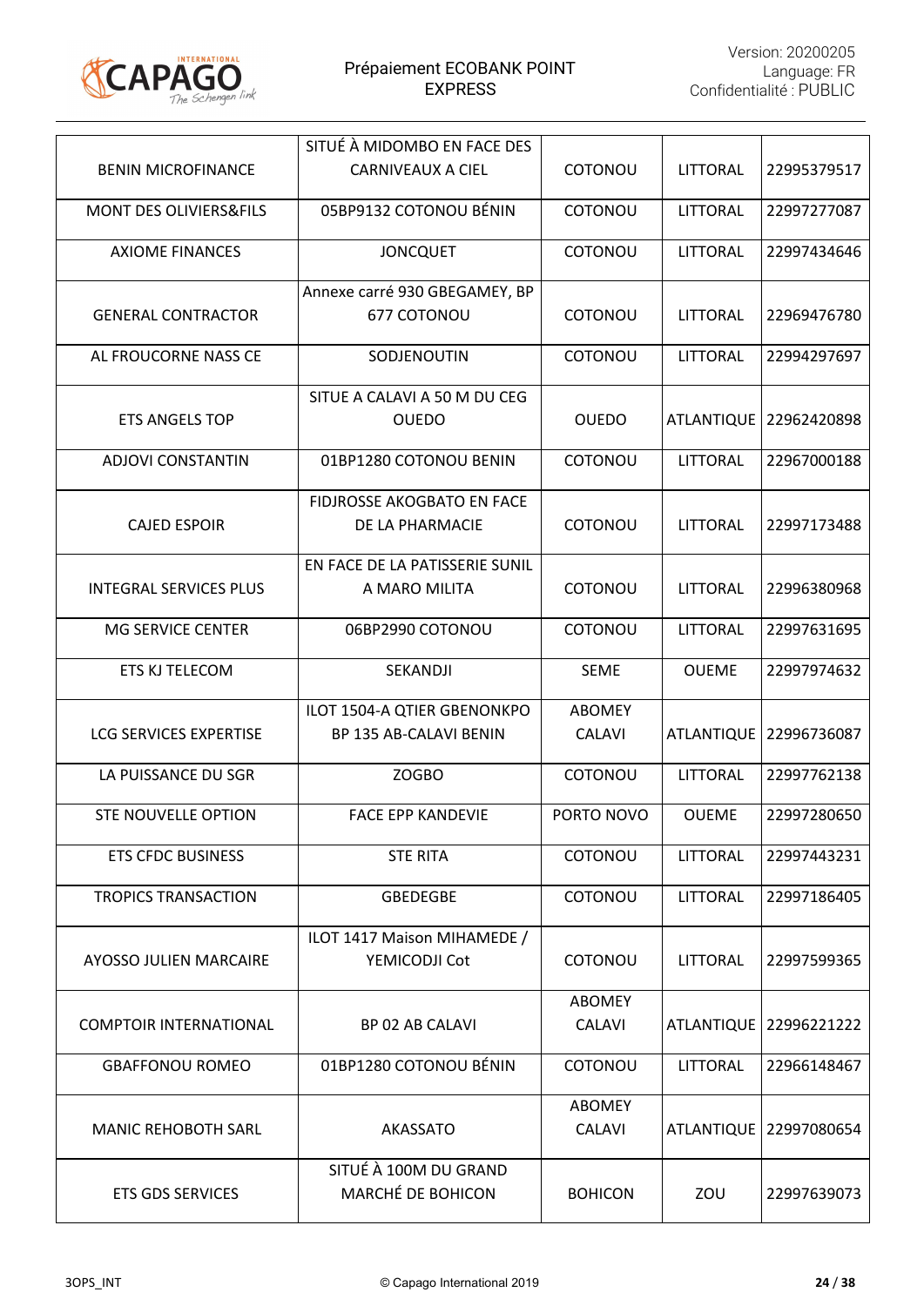| BENIN MICROFINANCE | SITUÉ À MIDOMBO EN FACE DES CARNIVEAUX A CIEL | COTONOU | LITTORAL | 22995379517 |
|---|---|---|---|---|
| MONT DES OLIVIERS&FILS | 05BP9132 COTONOU BÉNIN | COTONOU | LITTORAL | 22997277087 |
| AXIOME FINANCES | JONCQUET | COTONOU | LITTORAL | 22997434646 |
| GENERAL CONTRACTOR | Annexe carré 930 GBEGAMEY, BP 677 COTONOU | COTONOU | LITTORAL | 22969476780 |
| AL FROUCORNE NASS CE | SODJENOUTIN | COTONOU | LITTORAL | 22994297697 |
| ETS ANGELS TOP | SITUE A CALAVI A 50 M DU CEG OUEDO | OUEDO | ATLANTIQUE | 22962420898 |
| ADJOVI CONSTANTIN | 01BP1280 COTONOU BENIN | COTONOU | LITTORAL | 22967000188 |
| CAJED ESPOIR | FIDJROSSE AKOGBATO EN FACE DE LA PHARMACIE | COTONOU | LITTORAL | 22997173488 |
| INTEGRAL SERVICES PLUS | EN FACE DE LA PATISSERIE SUNIL A MARO MILITA | COTONOU | LITTORAL | 22996380968 |
| MG SERVICE CENTER | 06BP2990 COTONOU | COTONOU | LITTORAL | 22997631695 |
| ETS KJ TELECOM | SEKANDJI | SEME | OUEME | 22997974632 |
| LCG SERVICES EXPERTISE | ILOT 1504-A QTIER GBENONKPO BP 135 AB-CALAVI BENIN | ABOMEY CALAVI | ATLANTIQUE | 22996736087 |
| LA PUISSANCE DU SGR | ZOGBO | COTONOU | LITTORAL | 22997762138 |
| STE NOUVELLE OPTION | FACE EPP KANDEVIE | PORTO NOVO | OUEME | 22997280650 |
| ETS CFDC BUSINESS | STE RITA | COTONOU | LITTORAL | 22997443231 |
| TROPICS TRANSACTION | GBEDEGBE | COTONOU | LITTORAL | 22997186405 |
| AYOSSO JULIEN MARCAIRE | ILOT 1417 Maison MIHAMEDE / YEMICODJI Cot | COTONOU | LITTORAL | 22997599365 |
| COMPTOIR INTERNATIONAL | BP 02 AB CALAVI | ABOMEY CALAVI | ATLANTIQUE | 22996221222 |
| GBAFFONOU ROMEO | 01BP1280 COTONOU BÉNIN | COTONOU | LITTORAL | 22966148467 |
| MANIC REHOBOTH SARL | AKASSATO | ABOMEY CALAVI | ATLANTIQUE | 22997080654 |
| ETS GDS SERVICES | SITUÉ À 100M DU GRAND MARCHÉ DE BOHICON | BOHICON | ZOU | 22997639073 |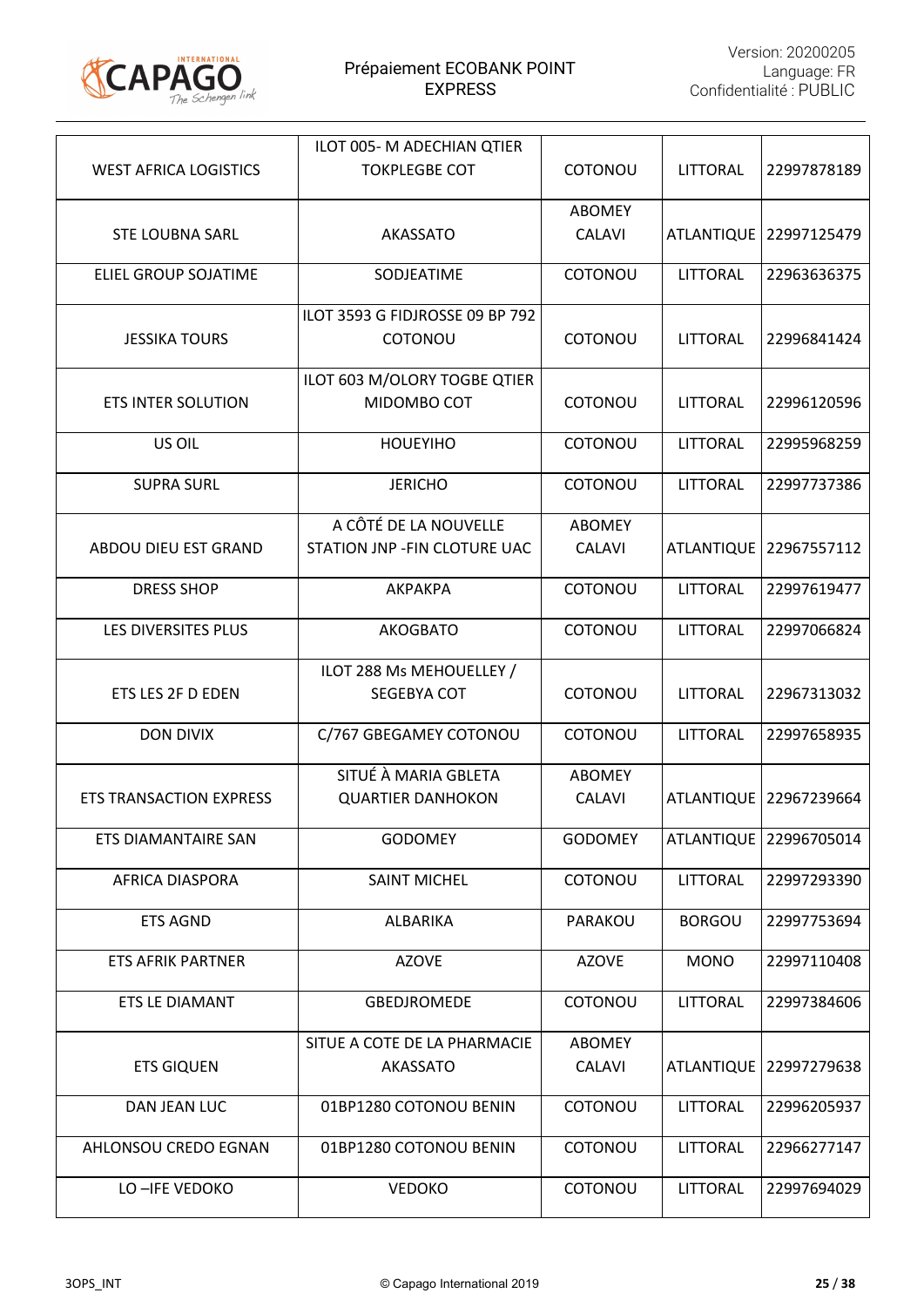| | | | | |
|---|---|---|---|---|
| WEST AFRICA LOGISTICS | ILOT 005- M ADECHIAN QTIER TOKPLEGBE COT | COTONOU | LITTORAL | 22997878189 |
| STE LOUBNA SARL | AKASSATO | ABOMEY CALAVI | ATLANTIQUE | 22997125479 |
| ELIEL GROUP SOJATIME | SODJEATIME | COTONOU | LITTORAL | 22963636375 |
| JESSIKA TOURS | ILOT 3593 G FIDJROSSE 09 BP 792 COTONOU | COTONOU | LITTORAL | 22996841424 |
| ETS INTER SOLUTION | ILOT 603 M/OLORY TOGBE QTIER MIDOMBO COT | COTONOU | LITTORAL | 22996120596 |
| US OIL | HOUEYIHO | COTONOU | LITTORAL | 22995968259 |
| SUPRA SURL | JERICHO | COTONOU | LITTORAL | 22997737386 |
| ABDOU DIEU EST GRAND | A CÔTÉ DE LA NOUVELLE STATION JNP -FIN CLOTURE UAC | ABOMEY CALAVI | ATLANTIQUE | 22967557112 |
| DRESS SHOP | AKPAKPA | COTONOU | LITTORAL | 22997619477 |
| LES DIVERSITES PLUS | AKOGBATO | COTONOU | LITTORAL | 22997066824 |
| ETS LES 2F D EDEN | ILOT 288 Ms MEHOUELLEY / SEGEBYA COT | COTONOU | LITTORAL | 22967313032 |
| DON DIVIX | C/767 GBEGAMEY COTONOU | COTONOU | LITTORAL | 22997658935 |
| ETS TRANSACTION EXPRESS | SITUÉ À MARIA GBLETA QUARTIER DANHOKON | ABOMEY CALAVI | ATLANTIQUE | 22967239664 |
| ETS DIAMANTAIRE SAN | GODOMEY | GODOMEY | ATLANTIQUE | 22996705014 |
| AFRICA DIASPORA | SAINT MICHEL | COTONOU | LITTORAL | 22997293390 |
| ETS AGND | ALBARIKA | PARAKOU | BORGOU | 22997753694 |
| ETS AFRIK PARTNER | AZOVE | AZOVE | MONO | 22997110408 |
| ETS LE DIAMANT | GBEDJROMEDE | COTONOU | LITTORAL | 22997384606 |
| ETS GIQUEN | SITUE A COTE DE LA PHARMACIE AKASSATO | ABOMEY CALAVI | ATLANTIQUE | 22997279638 |
| DAN JEAN LUC | 01BP1280 COTONOU BENIN | COTONOU | LITTORAL | 22996205937 |
| AHLONSOU CREDO EGNAN | 01BP1280 COTONOU BENIN | COTONOU | LITTORAL | 22966277147 |
| LO –IFE VEDOKO | VEDOKO | COTONOU | LITTORAL | 22997694029 |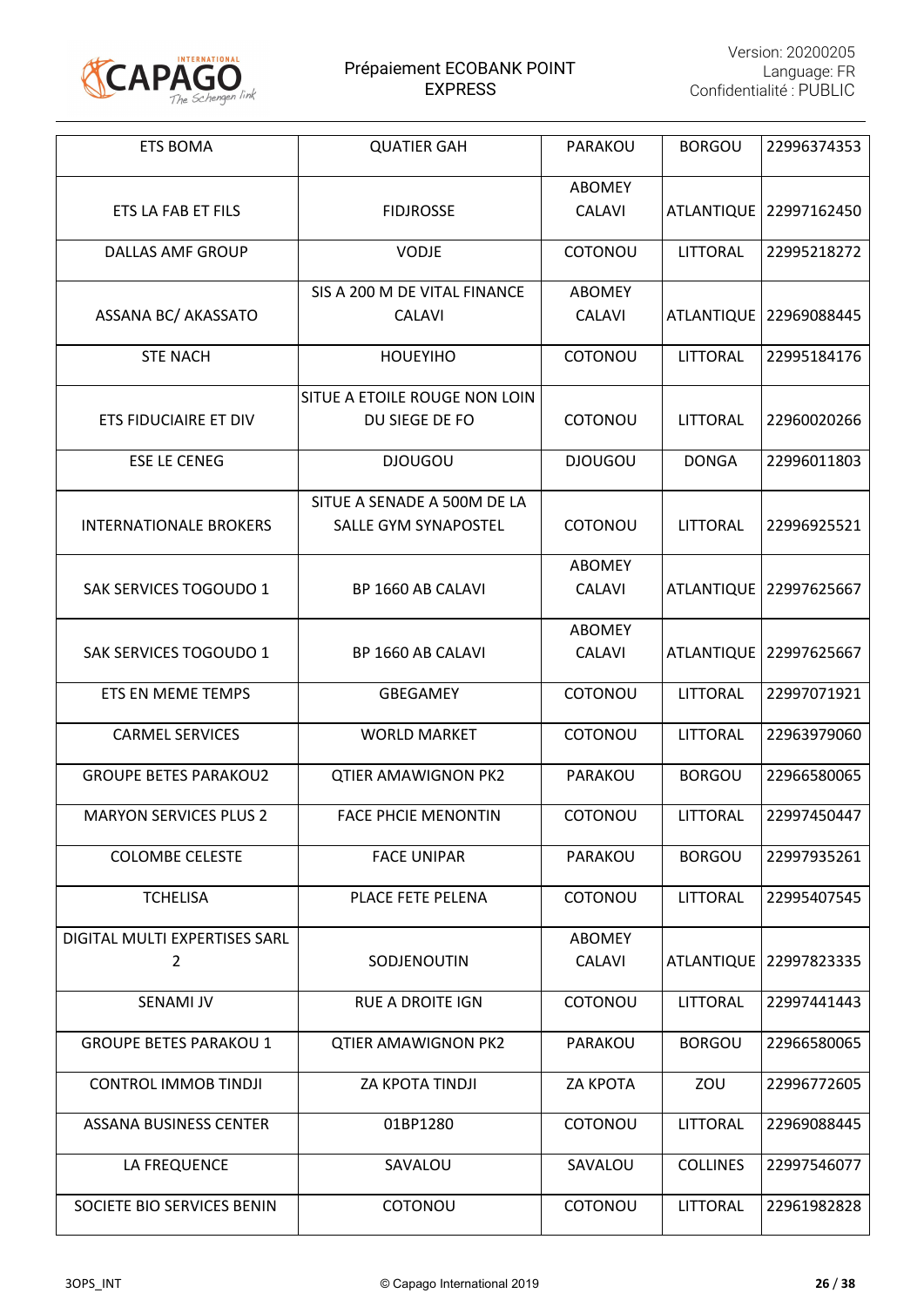| ETS BOMA | QUATIER GAH | PARAKOU | BORGOU | 22996374353 |
|---|---|---|---|---|
| ETS LA FAB ET FILS | FIDJROSSE | ABOMEY CALAVI | ATLANTIQUE | 22997162450 |
| DALLAS AMF GROUP | VODJE | COTONOU | LITTORAL | 22995218272 |
| ASSANA BC/ AKASSATO | SIS A 200 M DE VITAL FINANCE CALAVI | ABOMEY CALAVI | ATLANTIQUE | 22969088445 |
| STE NACH | HOUEYIHO | COTONOU | LITTORAL | 22995184176 |
| ETS FIDUCIAIRE ET DIV | SITUE A ETOILE ROUGE NON LOIN DU SIEGE DE FO | COTONOU | LITTORAL | 22960020266 |
| ESE LE CENEG | DJOUGOU | DJOUGOU | DONGA | 22996011803 |
| INTERNATIONALE BROKERS | SITUE A SENADE A 500M DE LA SALLE GYM SYNAPOSTEL | COTONOU | LITTORAL | 22996925521 |
| SAK SERVICES TOGOUDO 1 | BP 1660 AB CALAVI | ABOMEY CALAVI | ATLANTIQUE | 22997625667 |
| SAK SERVICES TOGOUDO 1 | BP 1660 AB CALAVI | ABOMEY CALAVI | ATLANTIQUE | 22997625667 |
| ETS EN MEME TEMPS | GBEGAMEY | COTONOU | LITTORAL | 22997071921 |
| CARMEL SERVICES | WORLD MARKET | COTONOU | LITTORAL | 22963979060 |
| GROUPE BETES PARAKOU2 | QTIER AMAWIGNON PK2 | PARAKOU | BORGOU | 22966580065 |
| MARYON SERVICES PLUS 2 | FACE PHCIE MENONTIN | COTONOU | LITTORAL | 22997450447 |
| COLOMBE CELESTE | FACE UNIPAR | PARAKOU | BORGOU | 22997935261 |
| TCHELISA | PLACE FETE PELENA | COTONOU | LITTORAL | 22995407545 |
| DIGITAL MULTI EXPERTISES SARL 2 | SODJENOUTIN | ABOMEY CALAVI | ATLANTIQUE | 22997823335 |
| SENAMI JV | RUE A DROITE IGN | COTONOU | LITTORAL | 22997441443 |
| GROUPE BETES PARAKOU 1 | QTIER AMAWIGNON PK2 | PARAKOU | BORGOU | 22966580065 |
| CONTROL IMMOB TINDJI | ZA KPOTA TINDJI | ZA KPOTA | ZOU | 22996772605 |
| ASSANA BUSINESS CENTER | 01BP1280 | COTONOU | LITTORAL | 22969088445 |
| LA FREQUENCE | SAVALOU | SAVALOU | COLLINES | 22997546077 |
| SOCIETE BIO SERVICES BENIN | COTONOU | COTONOU | LITTORAL | 22961982828 |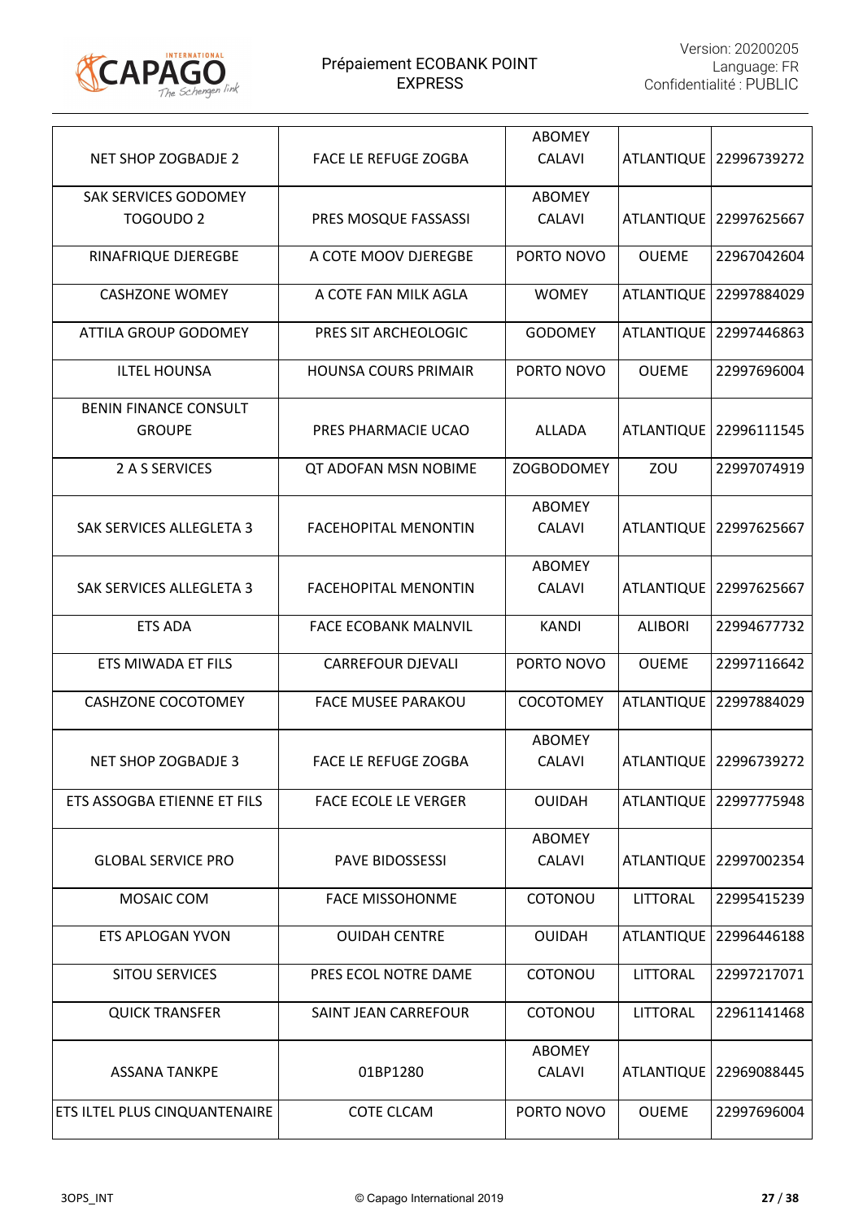| | | | | |
|---|---|---|---|---|
| NET SHOP ZOGBADJE 2 | FACE LE REFUGE ZOGBA | ABOMEY CALAVI | ATLANTIQUE | 22996739272 |
| SAK SERVICES GODOMEY TOGOUDO 2 | PRES MOSQUE FASSASSI | ABOMEY CALAVI | ATLANTIQUE | 22997625667 |
| RINAFRIQUE DJEREGBE | A COTE MOOV DJEREGBE | PORTO NOVO | OUEME | 22967042604 |
| CASHZONE WOMEY | A COTE FAN MILK AGLA | WOMEY | ATLANTIQUE | 22997884029 |
| ATTILA GROUP GODOMEY | PRES SIT ARCHEOLOGIC | GODOMEY | ATLANTIQUE | 22997446863 |
| ILTEL HOUNSA | HOUNSA COURS PRIMAIR | PORTO NOVO | OUEME | 22997696004 |
| BENIN FINANCE CONSULT GROUPE | PRES PHARMACIE UCAO | ALLADA | ATLANTIQUE | 22996111545 |
| 2 A S SERVICES | QT ADOFAN MSN NOBIME | ZOGBODOMEY | ZOU | 22997074919 |
| SAK SERVICES ALLEGLETA 3 | FACEHOPITAL MENONTIN | ABOMEY CALAVI | ATLANTIQUE | 22997625667 |
| SAK SERVICES ALLEGLETA 3 | FACEHOPITAL MENONTIN | ABOMEY CALAVI | ATLANTIQUE | 22997625667 |
| ETS ADA | FACE ECOBANK MALNVIL | KANDI | ALIBORI | 22994677732 |
| ETS MIWADA ET FILS | CARREFOUR DJEVALI | PORTO NOVO | OUEME | 22997116642 |
| CASHZONE COCOTOMEY | FACE MUSEE PARAKOU | COCOTOMEY | ATLANTIQUE | 22997884029 |
| NET SHOP ZOGBADJE 3 | FACE LE REFUGE ZOGBA | ABOMEY CALAVI | ATLANTIQUE | 22996739272 |
| ETS ASSOGBA ETIENNE ET FILS | FACE ECOLE LE VERGER | OUIDAH | ATLANTIQUE | 22997775948 |
| GLOBAL SERVICE PRO | PAVE BIDOSSESSI | ABOMEY CALAVI | ATLANTIQUE | 22997002354 |
| MOSAIC COM | FACE MISSOHONME | COTONOU | LITTORAL | 22995415239 |
| ETS APLOGAN YVON | OUIDAH CENTRE | OUIDAH | ATLANTIQUE | 22996446188 |
| SITOU SERVICES | PRES ECOL NOTRE DAME | COTONOU | LITTORAL | 22997217071 |
| QUICK TRANSFER | SAINT JEAN CARREFOUR | COTONOU | LITTORAL | 22961141468 |
| ASSANA TANKPE | 01BP1280 | ABOMEY CALAVI | ATLANTIQUE | 22969088445 |
| ETS ILTEL PLUS CINQUANTENAIRE | COTE CLCAM | PORTO NOVO | OUEME | 22997696004 |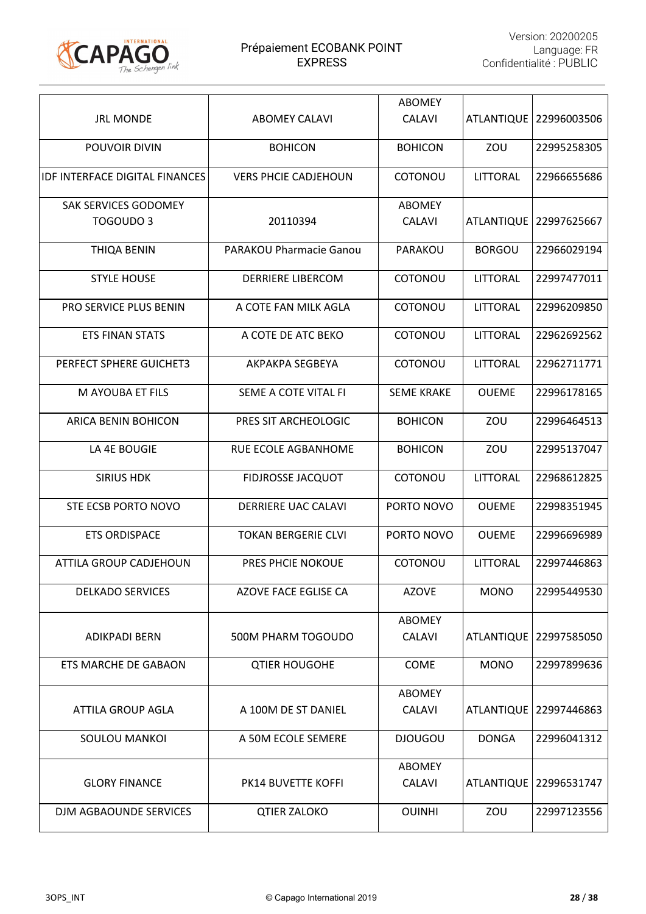| JRL MONDE | ABOMEY CALAVI | ABOMEY CALAVI | ATLANTIQUE | 22996003506 |
|---|---|---|---|---|
| POUVOIR DIVIN | BOHICON | BOHICON | ZOU | 22995258305 |
| IDF INTERFACE DIGITAL FINANCES | VERS PHCIE CADJEHOUN | COTONOU | LITTORAL | 22966655686 |
| SAK SERVICES GODOMEY TOGOUDO 3 | 20110394 | ABOMEY CALAVI | ATLANTIQUE | 22997625667 |
| THIQA BENIN | PARAKOU Pharmacie Ganou | PARAKOU | BORGOU | 22966029194 |
| STYLE HOUSE | DERRIERE LIBERCOM | COTONOU | LITTORAL | 22997477011 |
| PRO SERVICE PLUS BENIN | A COTE FAN MILK AGLA | COTONOU | LITTORAL | 22996209850 |
| ETS FINAN STATS | A COTE DE ATC BEKO | COTONOU | LITTORAL | 22962692562 |
| PERFECT SPHERE GUICHET3 | AKPAKPA SEGBEYA | COTONOU | LITTORAL | 22962711771 |
| M AYOUBA ET FILS | SEME A COTE VITAL FI | SEME KRAKE | OUEME | 22996178165 |
| ARICA BENIN BOHICON | PRES SIT ARCHEOLOGIC | BOHICON | ZOU | 22996464513 |
| LA 4E BOUGIE | RUE ECOLE AGBANHOME | BOHICON | ZOU | 22995137047 |
| SIRIUS HDK | FIDJROSSE JACQUOT | COTONOU | LITTORAL | 22968612825 |
| STE ECSB PORTO NOVO | DERRIERE UAC CALAVI | PORTO NOVO | OUEME | 22998351945 |
| ETS ORDISPACE | TOKAN BERGERIE CLVI | PORTO NOVO | OUEME | 22996696989 |
| ATTILA GROUP CADJEHOUN | PRES PHCIE NOKOUE | COTONOU | LITTORAL | 22997446863 |
| DELKADO SERVICES | AZOVE FACE EGLISE CA | AZOVE | MONO | 22995449530 |
| ADIKPADI BERN | 500M PHARM TOGOUDO | ABOMEY CALAVI | ATLANTIQUE | 22997585050 |
| ETS MARCHE DE GABAON | QTIER HOUGOHE | COME | MONO | 22997899636 |
| ATTILA GROUP AGLA | A 100M DE ST DANIEL | ABOMEY CALAVI | ATLANTIQUE | 22997446863 |
| SOULOU MANKOI | A 50M ECOLE SEMERE | DJOUGOU | DONGA | 22996041312 |
| GLORY FINANCE | PK14 BUVETTE KOFFI | ABOMEY CALAVI | ATLANTIQUE | 22996531747 |
| DJM AGBAOUNDE SERVICES | QTIER ZALOKO | OUINHI | ZOU | 22997123556 |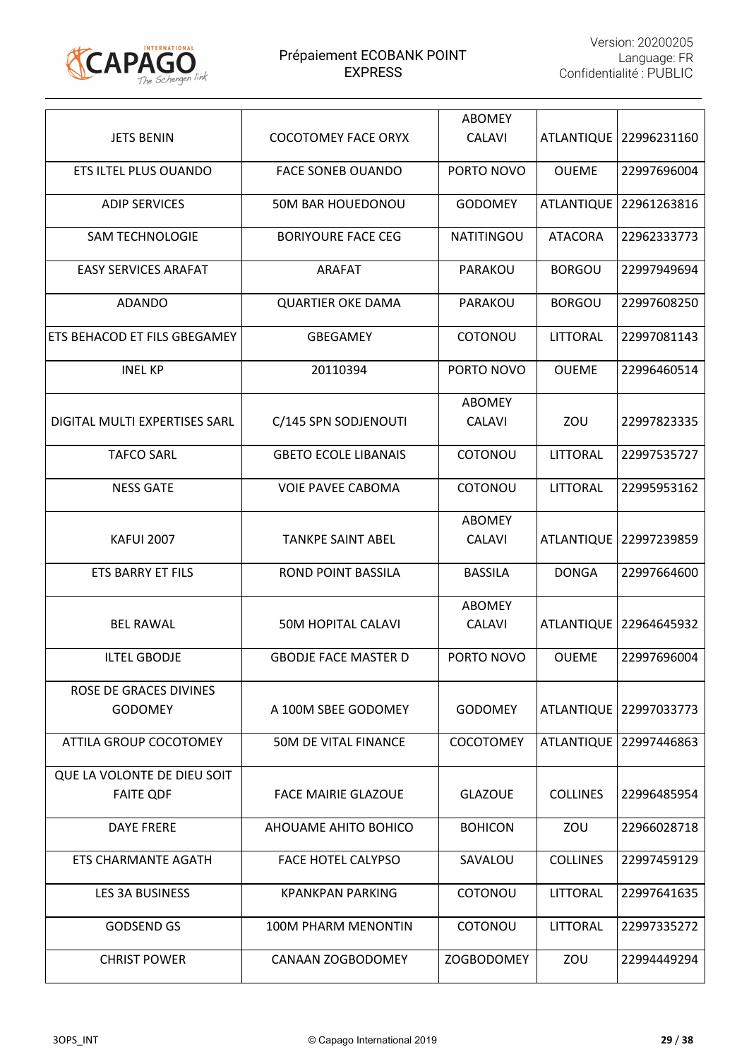| | | | | |
|---|---|---|---|---|
| JETS BENIN | COCOTOMEY FACE ORYX | ABOMEY CALAVI | ATLANTIQUE | 22996231160 |
| ETS ILTEL PLUS OUANDO | FACE SONEB OUANDO | PORTO NOVO | OUEME | 22997696004 |
| ADIP SERVICES | 50M BAR HOUEDONOU | GODOMEY | ATLANTIQUE | 22961263816 |
| SAM TECHNOLOGIE | BORIYOURE FACE CEG | NATITINGOU | ATACORA | 22962333773 |
| EASY SERVICES ARAFAT | ARAFAT | PARAKOU | BORGOU | 22997949694 |
| ADANDO | QUARTIER OKE DAMA | PARAKOU | BORGOU | 22997608250 |
| ETS BEHACOD ET FILS GBEGAMEY | GBEGAMEY | COTONOU | LITTORAL | 22997081143 |
| INEL KP | 20110394 | PORTO NOVO | OUEME | 22996460514 |
| DIGITAL MULTI EXPERTISES SARL | C/145 SPN SODJENOUTI | ABOMEY CALAVI | ZOU | 22997823335 |
| TAFCO SARL | GBETO ECOLE LIBANAIS | COTONOU | LITTORAL | 22997535727 |
| NESS GATE | VOIE PAVEE CABOMA | COTONOU | LITTORAL | 22995953162 |
| KAFUI 2007 | TANKPE SAINT ABEL | ABOMEY CALAVI | ATLANTIQUE | 22997239859 |
| ETS BARRY ET FILS | ROND POINT BASSILA | BASSILA | DONGA | 22997664600 |
| BEL RAWAL | 50M HOPITAL CALAVI | ABOMEY CALAVI | ATLANTIQUE | 22964645932 |
| ILTEL GBODJE | GBODJE FACE MASTER D | PORTO NOVO | OUEME | 22997696004 |
| ROSE DE GRACES DIVINES GODOMEY | A 100M SBEE GODOMEY | GODOMEY | ATLANTIQUE | 22997033773 |
| ATTILA GROUP COCOTOMEY | 50M DE VITAL FINANCE | COCOTOMEY | ATLANTIQUE | 22997446863 |
| QUE LA VOLONTE DE DIEU SOIT FAITE QDF | FACE MAIRIE GLAZOUE | GLAZOUE | COLLINES | 22996485954 |
| DAYE FRERE | AHOUAME AHITO BOHICO | BOHICON | ZOU | 22966028718 |
| ETS CHARMANTE AGATH | FACE HOTEL CALYPSO | SAVALOU | COLLINES | 22997459129 |
| LES 3A BUSINESS | KPANKPAN PARKING | COTONOU | LITTORAL | 22997641635 |
| GODSEND GS | 100M PHARM MENONTIN | COTONOU | LITTORAL | 22997335272 |
| CHRIST POWER | CANAAN ZOGBODOMEY | ZOGBODOMEY | ZOU | 22994449294 |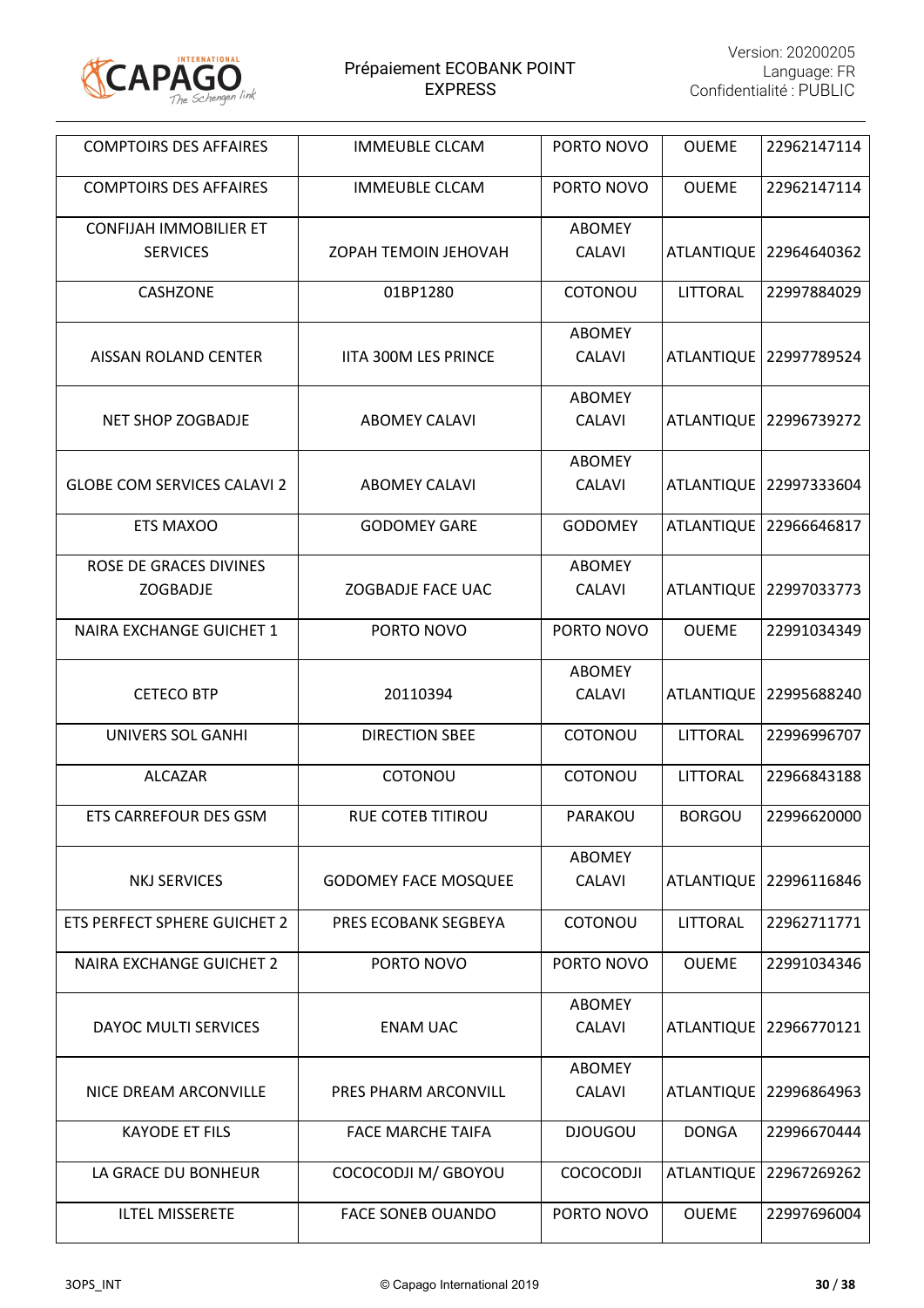| COMPTOIRS DES AFFAIRES | IMMEUBLE CLCAM | PORTO NOVO | OUEME | 22962147114 |
|---|---|---|---|---|
| COMPTOIRS DES AFFAIRES | IMMEUBLE CLCAM | PORTO NOVO | OUEME | 22962147114 |
| CONFIJAH IMMOBILIER ET SERVICES | ZOPAH TEMOIN JEHOVAH | ABOMEY CALAVI | ATLANTIQUE | 22964640362 |
| CASHZONE | 01BP1280 | COTONOU | LITTORAL | 22997884029 |
| AISSAN ROLAND CENTER | IITA 300M LES PRINCE | ABOMEY CALAVI | ATLANTIQUE | 22997789524 |
| NET SHOP ZOGBADJE | ABOMEY CALAVI | ABOMEY CALAVI | ATLANTIQUE | 22996739272 |
| GLOBE COM SERVICES CALAVI 2 | ABOMEY CALAVI | ABOMEY CALAVI | ATLANTIQUE | 22997333604 |
| ETS MAXOO | GODOMEY GARE | GODOMEY | ATLANTIQUE | 22966646817 |
| ROSE DE GRACES DIVINES ZOGBADJE | ZOGBADJE FACE UAC | ABOMEY CALAVI | ATLANTIQUE | 22997033773 |
| NAIRA EXCHANGE GUICHET 1 | PORTO NOVO | PORTO NOVO | OUEME | 22991034349 |
| CETECO BTP | 20110394 | ABOMEY CALAVI | ATLANTIQUE | 22995688240 |
| UNIVERS SOL GANHI | DIRECTION SBEE | COTONOU | LITTORAL | 22996996707 |
| ALCAZAR | COTONOU | COTONOU | LITTORAL | 22966843188 |
| ETS CARREFOUR DES GSM | RUE COTEB TITIROU | PARAKOU | BORGOU | 22996620000 |
| NKJ SERVICES | GODOMEY FACE MOSQUEE | ABOMEY CALAVI | ATLANTIQUE | 22996116846 |
| ETS PERFECT SPHERE GUICHET 2 | PRES ECOBANK SEGBEYA | COTONOU | LITTORAL | 22962711771 |
| NAIRA EXCHANGE GUICHET 2 | PORTO NOVO | PORTO NOVO | OUEME | 22991034346 |
| DAYOC MULTI SERVICES | ENAM UAC | ABOMEY CALAVI | ATLANTIQUE | 22966770121 |
| NICE DREAM ARCONVILLE | PRES PHARM ARCONVILL | ABOMEY CALAVI | ATLANTIQUE | 22996864963 |
| KAYODE ET FILS | FACE MARCHE TAIFA | DJOUGOU | DONGA | 22996670444 |
| LA GRACE DU BONHEUR | COCOCODJI M/ GBOYOU | COCOCODJI | ATLANTIQUE | 22967269262 |
| ILTEL MISSERETE | FACE SONEB OUANDO | PORTO NOVO | OUEME | 22997696004 |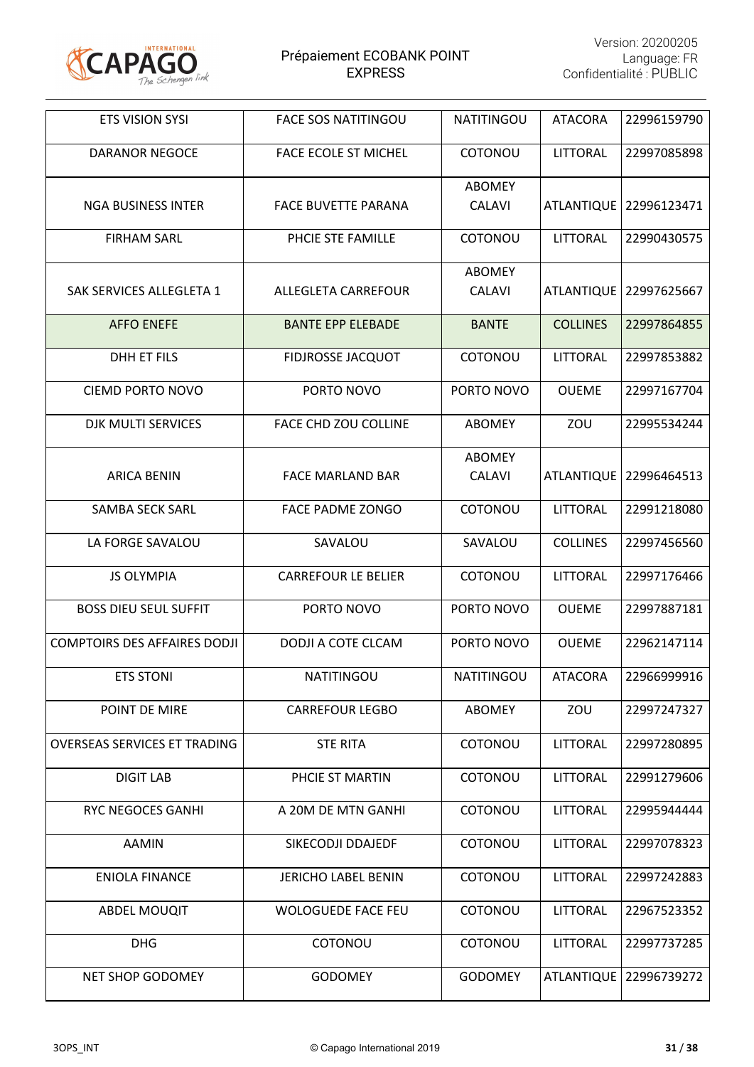| ETS VISION SYSI | FACE SOS NATITINGOU | NATITINGOU | ATACORA | 22996159790 |
|---|---|---|---|---|
| DARANOR NEGOCE | FACE ECOLE ST MICHEL | COTONOU | LITTORAL | 22997085898 |
| NGA BUSINESS INTER | FACE BUVETTE PARANA | ABOMEY CALAVI | ATLANTIQUE | 22996123471 |
| FIRHAM SARL | PHCIE STE FAMILLE | COTONOU | LITTORAL | 22990430575 |
| SAK SERVICES ALLEGLETA 1 | ALLEGLETA CARREFOUR | ABOMEY CALAVI | ATLANTIQUE | 22997625667 |
| AFFO ENEFE | BANTE EPP ELEBADE | BANTE | COLLINES | 22997864855 |
| DHH ET FILS | FIDJROSSE JACQUOT | COTONOU | LITTORAL | 22997853882 |
| CIEMD PORTO NOVO | PORTO NOVO | PORTO NOVO | OUEME | 22997167704 |
| DJK MULTI SERVICES | FACE CHD ZOU COLLINE | ABOMEY | ZOU | 22995534244 |
| ARICA BENIN | FACE MARLAND BAR | ABOMEY CALAVI | ATLANTIQUE | 22996464513 |
| SAMBA SECK SARL | FACE PADME ZONGO | COTONOU | LITTORAL | 22991218080 |
| LA FORGE SAVALOU | SAVALOU | SAVALOU | COLLINES | 22997456560 |
| JS OLYMPIA | CARREFOUR LE BELIER | COTONOU | LITTORAL | 22997176466 |
| BOSS DIEU SEUL SUFFIT | PORTO NOVO | PORTO NOVO | OUEME | 22997887181 |
| COMPTOIRS DES AFFAIRES DODJI | DODJI A COTE CLCAM | PORTO NOVO | OUEME | 22962147114 |
| ETS STONI | NATITINGOU | NATITINGOU | ATACORA | 22966999916 |
| POINT DE MIRE | CARREFOUR LEGBO | ABOMEY | ZOU | 22997247327 |
| OVERSEAS SERVICES ET TRADING | STE RITA | COTONOU | LITTORAL | 22997280895 |
| DIGIT LAB | PHCIE ST MARTIN | COTONOU | LITTORAL | 22991279606 |
| RYC NEGOCES GANHI | A 20M DE MTN GANHI | COTONOU | LITTORAL | 22995944444 |
| AAMIN | SIKECODJI DDAJEDF | COTONOU | LITTORAL | 22997078323 |
| ENIOLA FINANCE | JERICHO LABEL BENIN | COTONOU | LITTORAL | 22997242883 |
| ABDEL MOUQIT | WOLOGUEDE FACE FEU | COTONOU | LITTORAL | 22967523352 |
| DHG | COTONOU | COTONOU | LITTORAL | 22997737285 |
| NET SHOP GODOMEY | GODOMEY | GODOMEY | ATLANTIQUE | 22996739272 |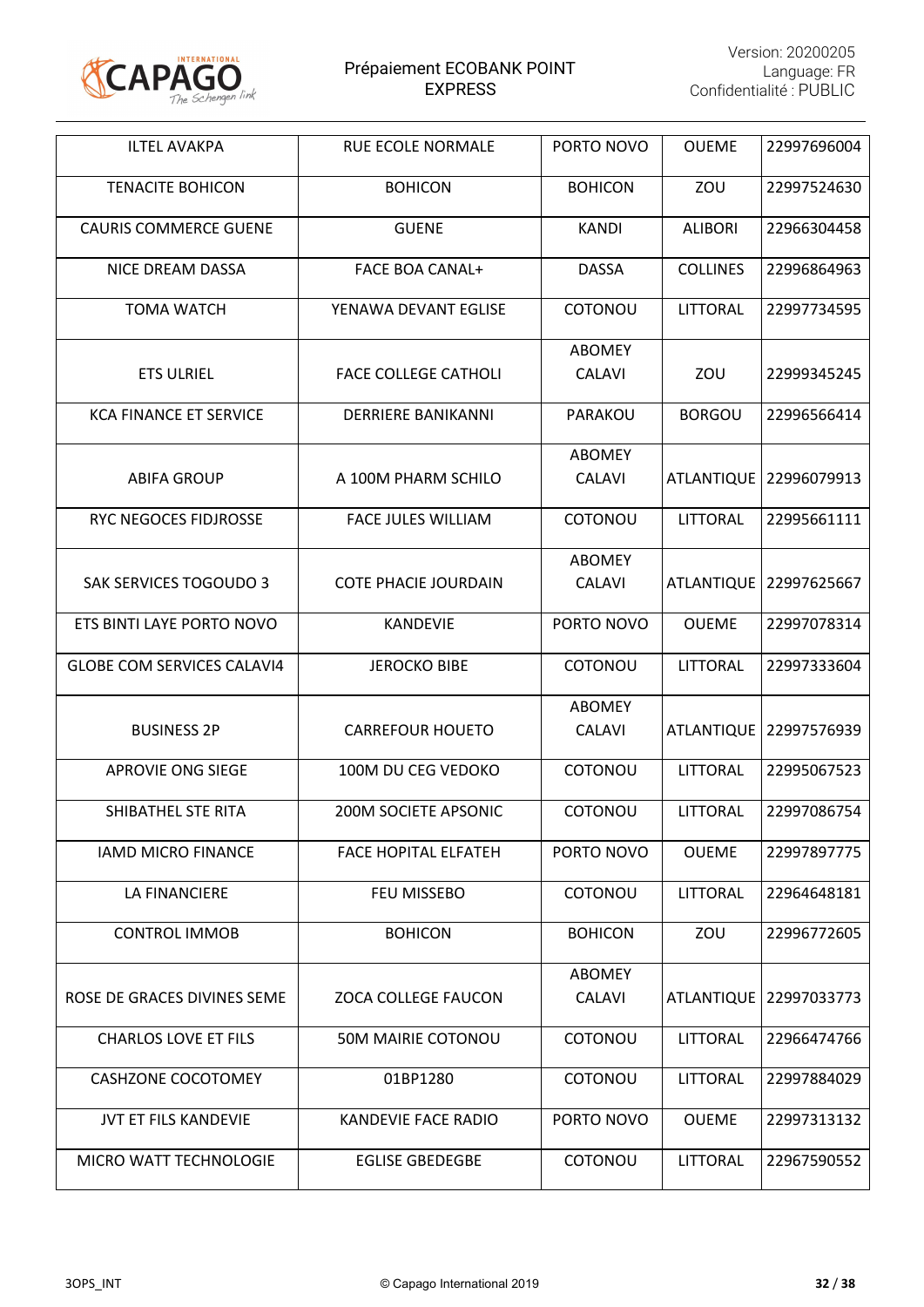| ILTEL AVAKPA | RUE ECOLE NORMALE | PORTO NOVO | OUEME | 22997696004 |
|---|---|---|---|---|
| TENACITE BOHICON | BOHICON | BOHICON | ZOU | 22997524630 |
| CAURIS COMMERCE GUENE | GUENE | KANDI | ALIBORI | 22966304458 |
| NICE DREAM DASSA | FACE BOA CANAL+ | DASSA | COLLINES | 22996864963 |
| TOMA WATCH | YENAWA DEVANT EGLISE | COTONOU | LITTORAL | 22997734595 |
| ETS ULRIEL | FACE COLLEGE CATHOLI | ABOMEY CALAVI | ZOU | 22999345245 |
| KCA FINANCE ET SERVICE | DERRIERE BANIKANNI | PARAKOU | BORGOU | 22996566414 |
| ABIFA GROUP | A 100M PHARM SCHILO | ABOMEY CALAVI | ATLANTIQUE | 22996079913 |
| RYC NEGOCES FIDJROSSE | FACE JULES WILLIAM | COTONOU | LITTORAL | 22995661111 |
| SAK SERVICES TOGOUDO 3 | COTE PHACIE JOURDAIN | ABOMEY CALAVI | ATLANTIQUE | 22997625667 |
| ETS BINTI LAYE PORTO NOVO | KANDEVIE | PORTO NOVO | OUEME | 22997078314 |
| GLOBE COM SERVICES CALAVI4 | JEROCKO BIBE | COTONOU | LITTORAL | 22997333604 |
| BUSINESS 2P | CARREFOUR HOUETO | ABOMEY CALAVI | ATLANTIQUE | 22997576939 |
| APROVIE ONG SIEGE | 100M DU CEG VEDOKO | COTONOU | LITTORAL | 22995067523 |
| SHIBATHEL STE RITA | 200M SOCIETE APSONIC | COTONOU | LITTORAL | 22997086754 |
| IAMD MICRO FINANCE | FACE HOPITAL ELFATEH | PORTO NOVO | OUEME | 22997897775 |
| LA FINANCIERE | FEU MISSEBO | COTONOU | LITTORAL | 22964648181 |
| CONTROL IMMOB | BOHICON | BOHICON | ZOU | 22996772605 |
| ROSE DE GRACES DIVINES SEME | ZOCA COLLEGE FAUCON | ABOMEY CALAVI | ATLANTIQUE | 22997033773 |
| CHARLOS LOVE ET FILS | 50M MAIRIE COTONOU | COTONOU | LITTORAL | 22966474766 |
| CASHZONE COCOTOMEY | 01BP1280 | COTONOU | LITTORAL | 22997884029 |
| JVT ET FILS KANDEVIE | KANDEVIE FACE RADIO | PORTO NOVO | OUEME | 22997313132 |
| MICRO WATT TECHNOLOGIE | EGLISE GBEDEGBE | COTONOU | LITTORAL | 22967590552 |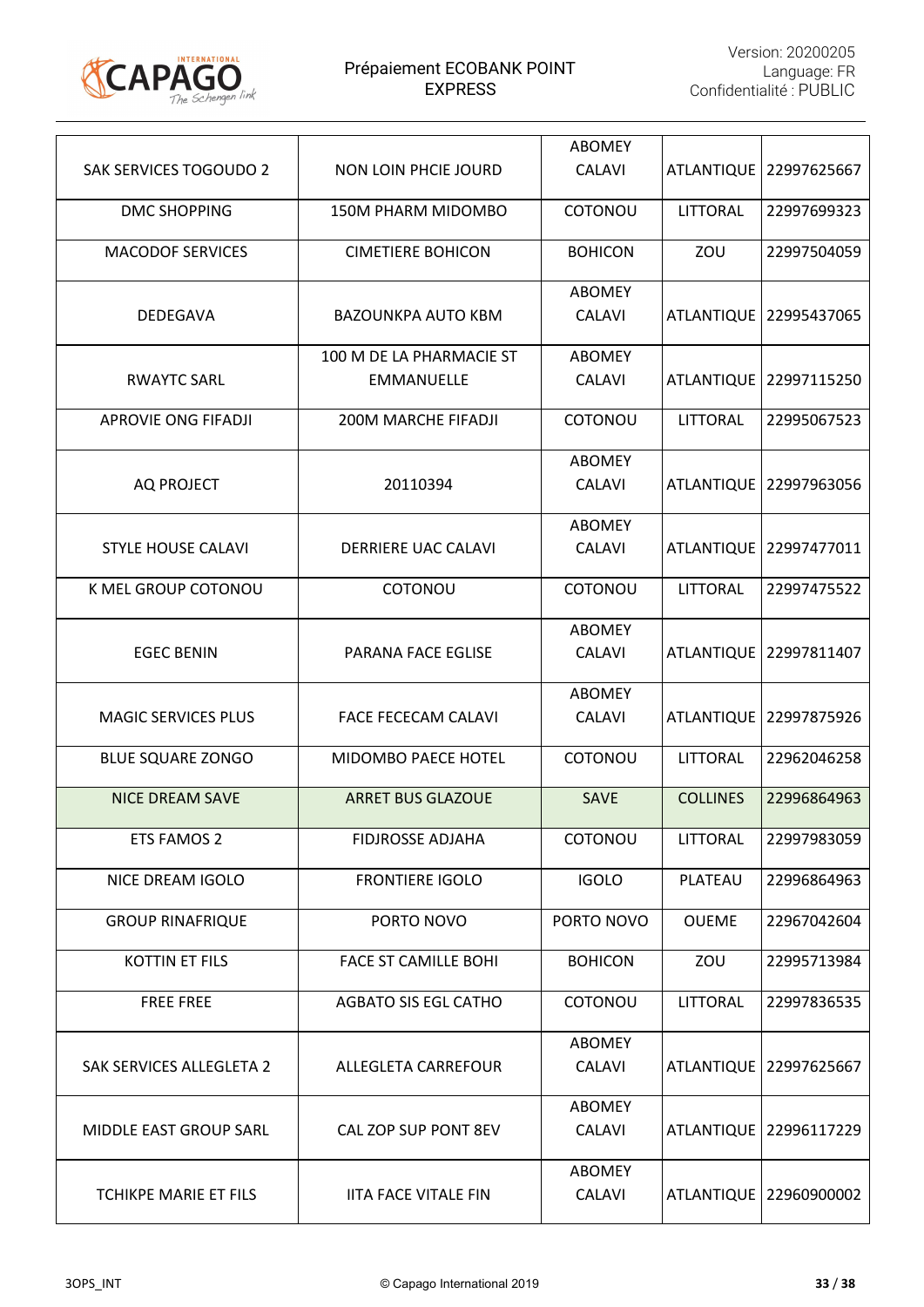| SAK SERVICES TOGOUDO 2 | NON LOIN PHCIE JOURD | ABOMEY CALAVI | ATLANTIQUE | 22997625667 |
|---|---|---|---|---|
| DMC SHOPPING | 150M PHARM MIDOMBO | COTONOU | LITTORAL | 22997699323 |
| MACODOF SERVICES | CIMETIERE BOHICON | BOHICON | ZOU | 22997504059 |
| DEDEGAVA | BAZOUNKPA AUTO KBM | ABOMEY CALAVI | ATLANTIQUE | 22995437065 |
| RWAYTC SARL | 100 M DE LA PHARMACIE ST EMMANUELLE | ABOMEY CALAVI | ATLANTIQUE | 22997115250 |
| APROVIE ONG FIFADJI | 200M MARCHE FIFADJI | COTONOU | LITTORAL | 22995067523 |
| AQ PROJECT | 20110394 | ABOMEY CALAVI | ATLANTIQUE | 22997963056 |
| STYLE HOUSE CALAVI | DERRIERE UAC CALAVI | ABOMEY CALAVI | ATLANTIQUE | 22997477011 |
| K MEL GROUP COTONOU | COTONOU | COTONOU | LITTORAL | 22997475522 |
| EGEC BENIN | PARANA FACE EGLISE | ABOMEY CALAVI | ATLANTIQUE | 22997811407 |
| MAGIC SERVICES PLUS | FACE FECECAM CALAVI | ABOMEY CALAVI | ATLANTIQUE | 22997875926 |
| BLUE SQUARE ZONGO | MIDOMBO PAECE HOTEL | COTONOU | LITTORAL | 22962046258 |
| NICE DREAM SAVE | ARRET BUS GLAZOUE | SAVE | COLLINES | 22996864963 |
| ETS FAMOS 2 | FIDJROSSE ADJAHA | COTONOU | LITTORAL | 22997983059 |
| NICE DREAM IGOLO | FRONTIERE IGOLO | IGOLO | PLATEAU | 22996864963 |
| GROUP RINAFRIQUE | PORTO NOVO | PORTO NOVO | OUEME | 22967042604 |
| KOTTIN ET FILS | FACE ST CAMILLE BOHI | BOHICON | ZOU | 22995713984 |
| FREE FREE | AGBATO SIS EGL CATHO | COTONOU | LITTORAL | 22997836535 |
| SAK SERVICES ALLEGLETA 2 | ALLEGLETA CARREFOUR | ABOMEY CALAVI | ATLANTIQUE | 22997625667 |
| MIDDLE EAST GROUP SARL | CAL ZOP SUP PONT 8EV | ABOMEY CALAVI | ATLANTIQUE | 22996117229 |
| TCHIKPE MARIE ET FILS | IITA FACE VITALE FIN | ABOMEY CALAVI | ATLANTIQUE | 22960900002 |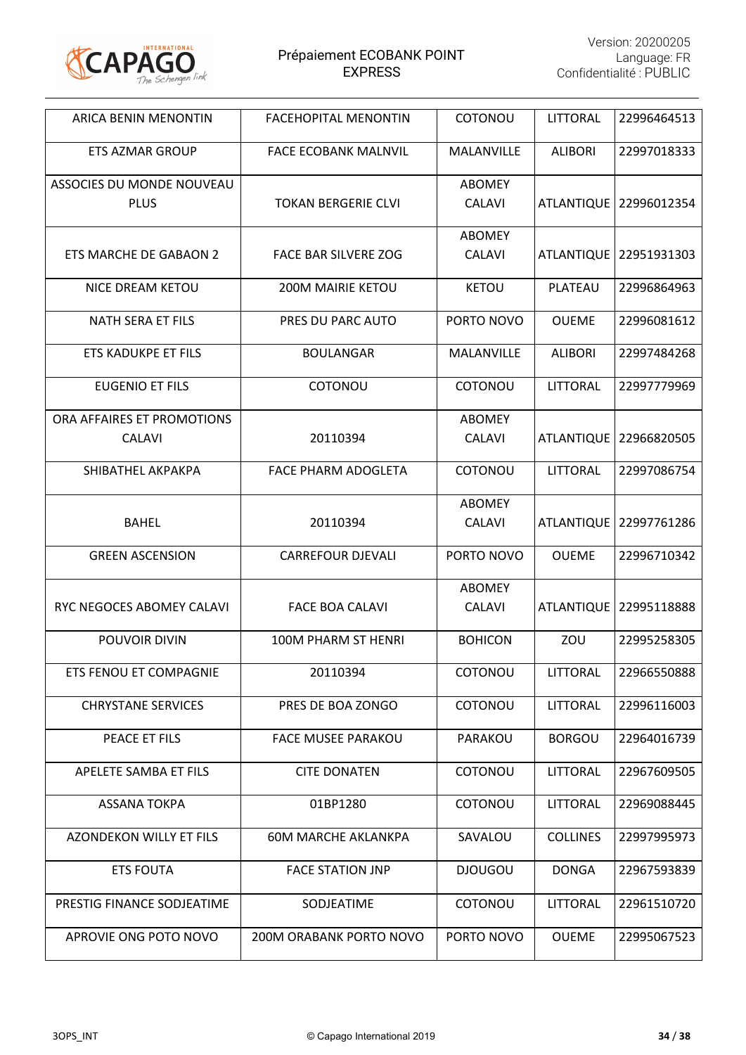| ARICA BENIN MENONTIN | FACEHOPITAL MENONTIN | COTONOU | LITTORAL | 22996464513 |
|---|---|---|---|---|
| ETS AZMAR GROUP | FACE ECOBANK MALNVIL | MALANVILLE | ALIBORI | 22997018333 |
| ASSOCIES DU MONDE NOUVEAU PLUS | TOKAN BERGERIE CLVI | ABOMEY CALAVI | ATLANTIQUE | 22996012354 |
| ETS MARCHE DE GABAON 2 | FACE BAR SILVERE ZOG | ABOMEY CALAVI | ATLANTIQUE | 22951931303 |
| NICE DREAM KETOU | 200M MAIRIE KETOU | KETOU | PLATEAU | 22996864963 |
| NATH SERA ET FILS | PRES DU PARC AUTO | PORTO NOVO | OUEME | 22996081612 |
| ETS KADUKPE ET FILS | BOULANGAR | MALANVILLE | ALIBORI | 22997484268 |
| EUGENIO ET FILS | COTONOU | COTONOU | LITTORAL | 22997779969 |
| ORA AFFAIRES ET PROMOTIONS CALAVI | 20110394 | ABOMEY CALAVI | ATLANTIQUE | 22966820505 |
| SHIBATHEL AKPAKPA | FACE PHARM ADOGLETA | COTONOU | LITTORAL | 22997086754 |
| BAHEL | 20110394 | ABOMEY CALAVI | ATLANTIQUE | 22997761286 |
| GREEN ASCENSION | CARREFOUR DJEVALI | PORTO NOVO | OUEME | 22996710342 |
| RYC NEGOCES ABOMEY CALAVI | FACE BOA CALAVI | ABOMEY CALAVI | ATLANTIQUE | 22995118888 |
| POUVOIR DIVIN | 100M PHARM ST HENRI | BOHICON | ZOU | 22995258305 |
| ETS FENOU ET COMPAGNIE | 20110394 | COTONOU | LITTORAL | 22966550888 |
| CHRYSTANE SERVICES | PRES DE BOA ZONGO | COTONOU | LITTORAL | 22996116003 |
| PEACE ET FILS | FACE MUSEE PARAKOU | PARAKOU | BORGOU | 22964016739 |
| APELETE SAMBA ET FILS | CITE DONATEN | COTONOU | LITTORAL | 22967609505 |
| ASSANA TOKPA | 01BP1280 | COTONOU | LITTORAL | 22969088445 |
| AZONDEKON WILLY ET FILS | 60M MARCHE AKLANKPA | SAVALOU | COLLINES | 22997995973 |
| ETS FOUTA | FACE STATION JNP | DJOUGOU | DONGA | 22967593839 |
| PRESTIG FINANCE SODJEATIME | SODJEATIME | COTONOU | LITTORAL | 22961510720 |
| APROVIE ONG POTO NOVO | 200M ORABANK PORTO NOVO | PORTO NOVO | OUEME | 22995067523 |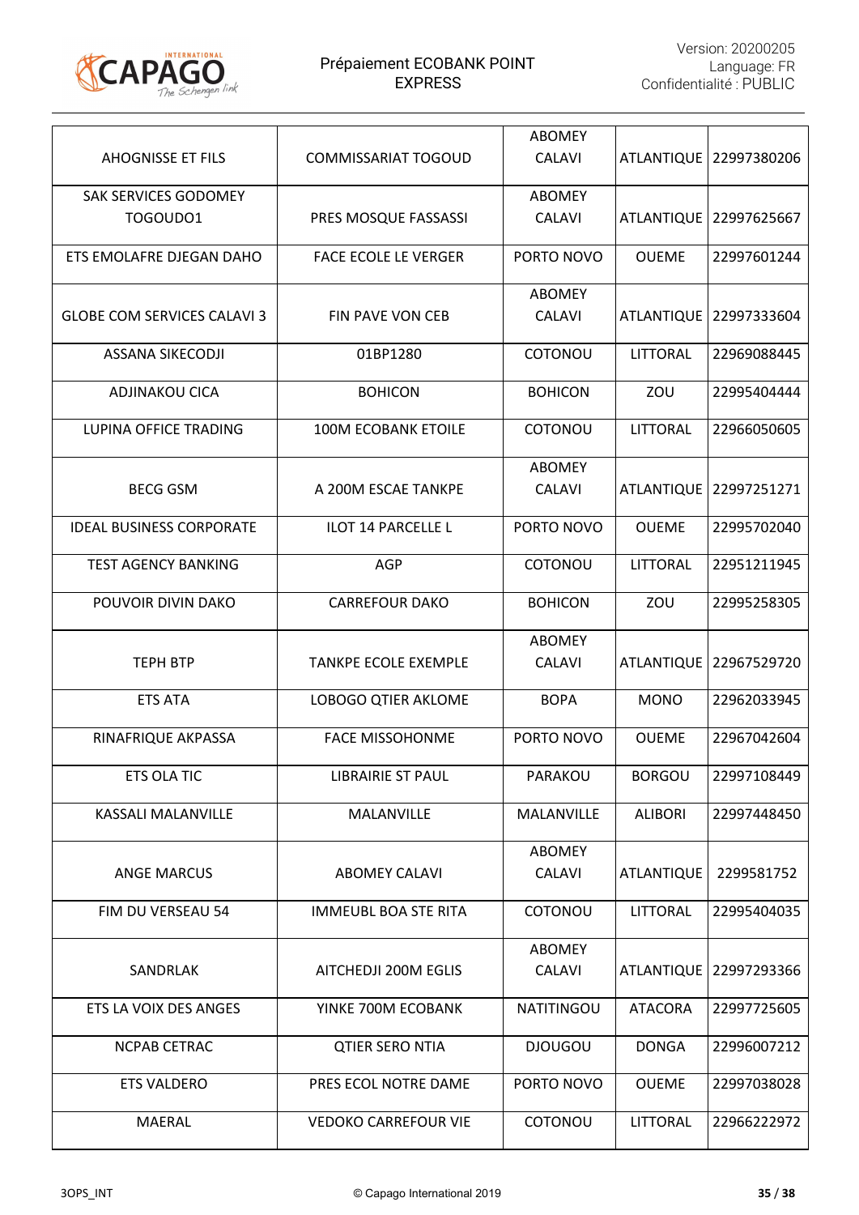| | | | | |
|---|---|---|---|---|
| AHOGNISSE ET FILS | COMMISSARIAT TOGOUD | ABOMEY CALAVI | ATLANTIQUE | 22997380206 |
| SAK SERVICES GODOMEY TOGOUDO1 | PRES MOSQUE FASSASSI | ABOMEY CALAVI | ATLANTIQUE | 22997625667 |
| ETS EMOLAFRE DJEGAN DAHO | FACE ECOLE LE VERGER | PORTO NOVO | OUEME | 22997601244 |
| GLOBE COM SERVICES CALAVI 3 | FIN PAVE VON CEB | ABOMEY CALAVI | ATLANTIQUE | 22997333604 |
| ASSANA SIKECODJI | 01BP1280 | COTONOU | LITTORAL | 22969088445 |
| ADJINAKOU CICA | BOHICON | BOHICON | ZOU | 22995404444 |
| LUPINA OFFICE TRADING | 100M ECOBANK ETOILE | COTONOU | LITTORAL | 22966050605 |
| BECG GSM | A 200M ESCAE TANKPE | ABOMEY CALAVI | ATLANTIQUE | 22997251271 |
| IDEAL BUSINESS CORPORATE | ILOT 14 PARCELLE L | PORTO NOVO | OUEME | 22995702040 |
| TEST AGENCY BANKING | AGP | COTONOU | LITTORAL | 22951211945 |
| POUVOIR DIVIN DAKO | CARREFOUR DAKO | BOHICON | ZOU | 22995258305 |
| TEPH BTP | TANKPE ECOLE EXEMPLE | ABOMEY CALAVI | ATLANTIQUE | 22967529720 |
| ETS ATA | LOBOGO QTIER AKLOME | BOPA | MONO | 22962033945 |
| RINAFRIQUE AKPASSA | FACE MISSOHONME | PORTO NOVO | OUEME | 22967042604 |
| ETS OLA TIC | LIBRAIRIE ST PAUL | PARAKOU | BORGOU | 22997108449 |
| KASSALI MALANVILLE | MALANVILLE | MALANVILLE | ALIBORI | 22997448450 |
| ANGE MARCUS | ABOMEY CALAVI | ABOMEY CALAVI | ATLANTIQUE | 2299581752 |
| FIM DU VERSEAU 54 | IMMEUBL BOA STE RITA | COTONOU | LITTORAL | 22995404035 |
| SANDRLAK | AITCHEDJI 200M EGLIS | ABOMEY CALAVI | ATLANTIQUE | 22997293366 |
| ETS LA VOIX DES ANGES | YINKE 700M ECOBANK | NATITINGOU | ATACORA | 22997725605 |
| NCPAB CETRAC | QTIER SERO NTIA | DJOUGOU | DONGA | 22996007212 |
| ETS VALDERO | PRES ECOL NOTRE DAME | PORTO NOVO | OUEME | 22997038028 |
| MAERAL | VEDOKO CARREFOUR VIE | COTONOU | LITTORAL | 22966222972 |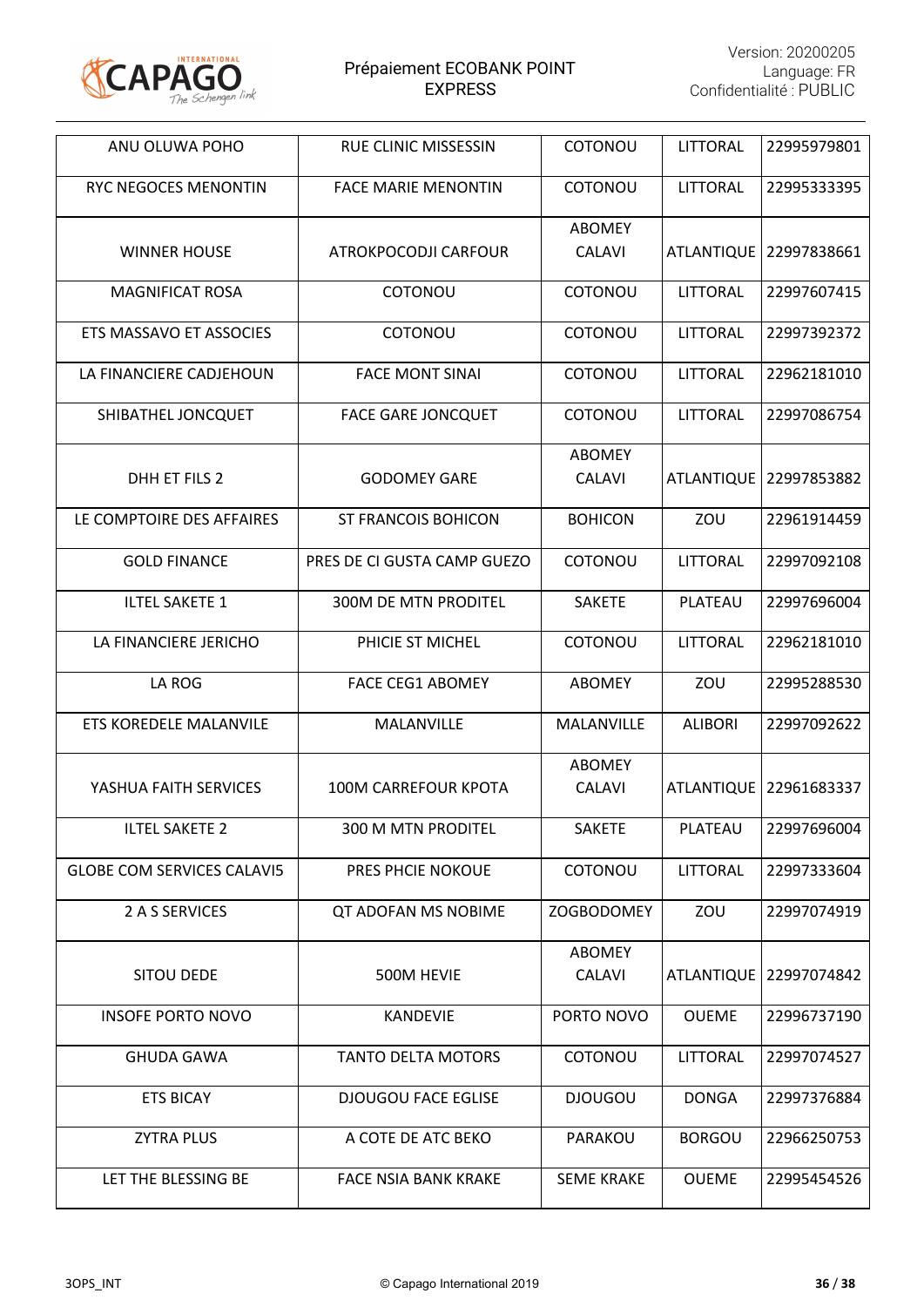| ANU OLUWA POHO | RUE CLINIC MISSESSIN | COTONOU | LITTORAL | 22995979801 |
|---|---|---|---|---|
| RYC NEGOCES MENONTIN | FACE MARIE MENONTIN | COTONOU | LITTORAL | 22995333395 |
| WINNER HOUSE | ATROKPOCODJI CARFOUR | ABOMEY CALAVI | ATLANTIQUE | 22997838661 |
| MAGNIFICAT ROSA | COTONOU | COTONOU | LITTORAL | 22997607415 |
| ETS MASSAVO ET ASSOCIES | COTONOU | COTONOU | LITTORAL | 22997392372 |
| LA FINANCIERE CADJEHOUN | FACE MONT SINAI | COTONOU | LITTORAL | 22962181010 |
| SHIBATHEL JONCQUET | FACE GARE JONCQUET | COTONOU | LITTORAL | 22997086754 |
| DHH ET FILS 2 | GODOMEY GARE | ABOMEY CALAVI | ATLANTIQUE | 22997853882 |
| LE COMPTOIRE DES AFFAIRES | ST FRANCOIS BOHICON | BOHICON | ZOU | 22961914459 |
| GOLD FINANCE | PRES DE CI GUSTA CAMP GUEZO | COTONOU | LITTORAL | 22997092108 |
| ILTEL SAKETE 1 | 300M DE MTN PRODITEL | SAKETE | PLATEAU | 22997696004 |
| LA FINANCIERE JERICHO | PHICIE ST MICHEL | COTONOU | LITTORAL | 22962181010 |
| LA ROG | FACE CEG1 ABOMEY | ABOMEY | ZOU | 22995288530 |
| ETS KOREDELE MALANVILE | MALANVILLE | MALANVILLE | ALIBORI | 22997092622 |
| YASHUA FAITH SERVICES | 100M CARREFOUR KPOTA | ABOMEY CALAVI | ATLANTIQUE | 22961683337 |
| ILTEL SAKETE 2 | 300 M MTN PRODITEL | SAKETE | PLATEAU | 22997696004 |
| GLOBE COM SERVICES CALAVI5 | PRES PHCIE NOKOUE | COTONOU | LITTORAL | 22997333604 |
| 2 A S SERVICES | QT ADOFAN MS NOBIME | ZOGBODOMEY | ZOU | 22997074919 |
| SITOU DEDE | 500M HEVIE | ABOMEY CALAVI | ATLANTIQUE | 22997074842 |
| INSOFE PORTO NOVO | KANDEVIE | PORTO NOVO | OUEME | 22996737190 |
| GHUDA GAWA | TANTO DELTA MOTORS | COTONOU | LITTORAL | 22997074527 |
| ETS BICAY | DJOUGOU FACE EGLISE | DJOUGOU | DONGA | 22997376884 |
| ZYTRA PLUS | A COTE DE ATC BEKO | PARAKOU | BORGOU | 22966250753 |
| LET THE BLESSING BE | FACE NSIA BANK KRAKE | SEME KRAKE | OUEME | 22995454526 |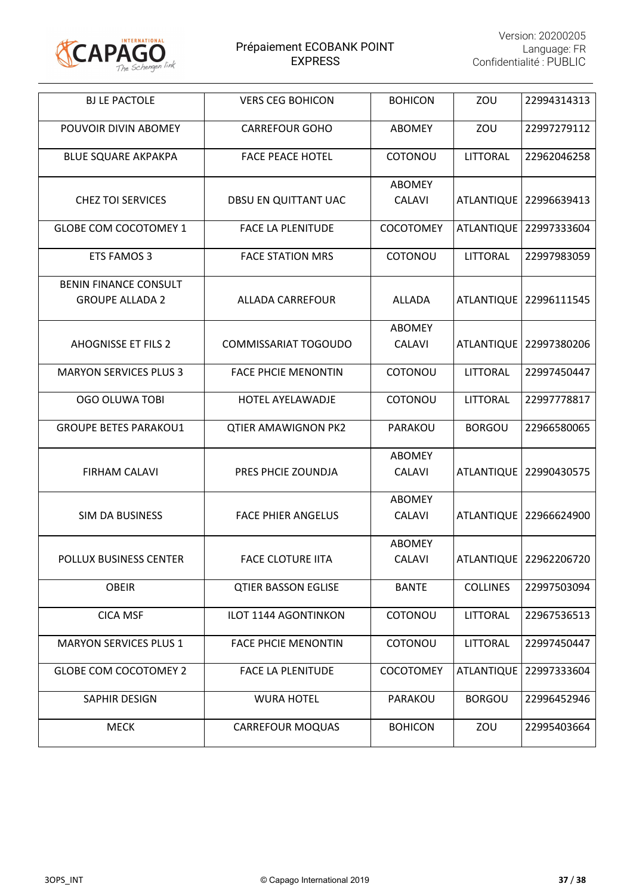| BJ LE PACTOLE | VERS CEG BOHICON | BOHICON | ZOU | 22994314313 |
|---|---|---|---|---|
| POUVOIR DIVIN ABOMEY | CARREFOUR GOHO | ABOMEY | ZOU | 22997279112 |
| BLUE SQUARE AKPAKPA | FACE PEACE HOTEL | COTONOU | LITTORAL | 22962046258 |
| CHEZ TOI SERVICES | DBSU EN QUITTANT UAC | ABOMEY CALAVI | ATLANTIQUE | 22996639413 |
| GLOBE COM COCOTOMEY 1 | FACE LA PLENITUDE | COCOTOMEY | ATLANTIQUE | 22997333604 |
| ETS FAMOS 3 | FACE STATION MRS | COTONOU | LITTORAL | 22997983059 |
| BENIN FINANCE CONSULT GROUPE ALLADA 2 | ALLADA CARREFOUR | ALLADA | ATLANTIQUE | 22996111545 |
| AHOGNISSE ET FILS 2 | COMMISSARIAT TOGOUDO | ABOMEY CALAVI | ATLANTIQUE | 22997380206 |
| MARYON SERVICES PLUS 3 | FACE PHCIE MENONTIN | COTONOU | LITTORAL | 22997450447 |
| OGO OLUWA TOBI | HOTEL AYELAWADJE | COTONOU | LITTORAL | 22997778817 |
| GROUPE BETES PARAKOU1 | QTIER AMAWIGNON PK2 | PARAKOU | BORGOU | 22966580065 |
| FIRHAM CALAVI | PRES PHCIE ZOUNDJA | ABOMEY CALAVI | ATLANTIQUE | 22990430575 |
| SIM DA BUSINESS | FACE PHIER ANGELUS | ABOMEY CALAVI | ATLANTIQUE | 22966624900 |
| POLLUX BUSINESS CENTER | FACE CLOTURE IITA | ABOMEY CALAVI | ATLANTIQUE | 22962206720 |
| OBEIR | QTIER BASSON EGLISE | BANTE | COLLINES | 22997503094 |
| CICA MSF | ILOT 1144 AGONTINKON | COTONOU | LITTORAL | 22967536513 |
| MARYON SERVICES PLUS 1 | FACE PHCIE MENONTIN | COTONOU | LITTORAL | 22997450447 |
| GLOBE COM COCOTOMEY 2 | FACE LA PLENITUDE | COCOTOMEY | ATLANTIQUE | 22997333604 |
| SAPHIR DESIGN | WURA HOTEL | PARAKOU | BORGOU | 22996452946 |
| MECK | CARREFOUR MOQUAS | BOHICON | ZOU | 22995403664 |